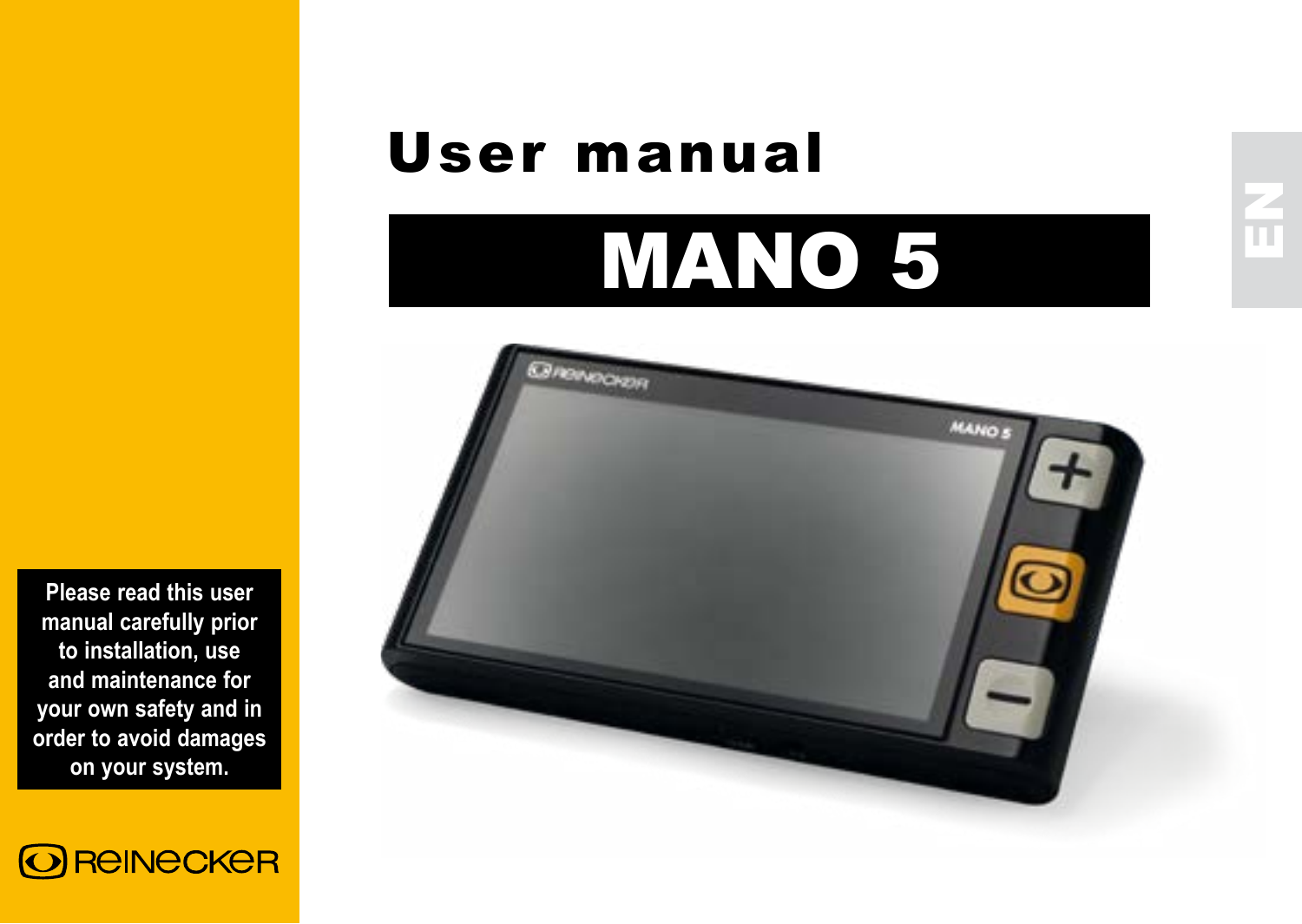# User manual

# MANO 5

EN

**Please read this user manual carefully prior to installation, use and maintenance for your own safety and in order to avoid damages on your system.**

REINECKER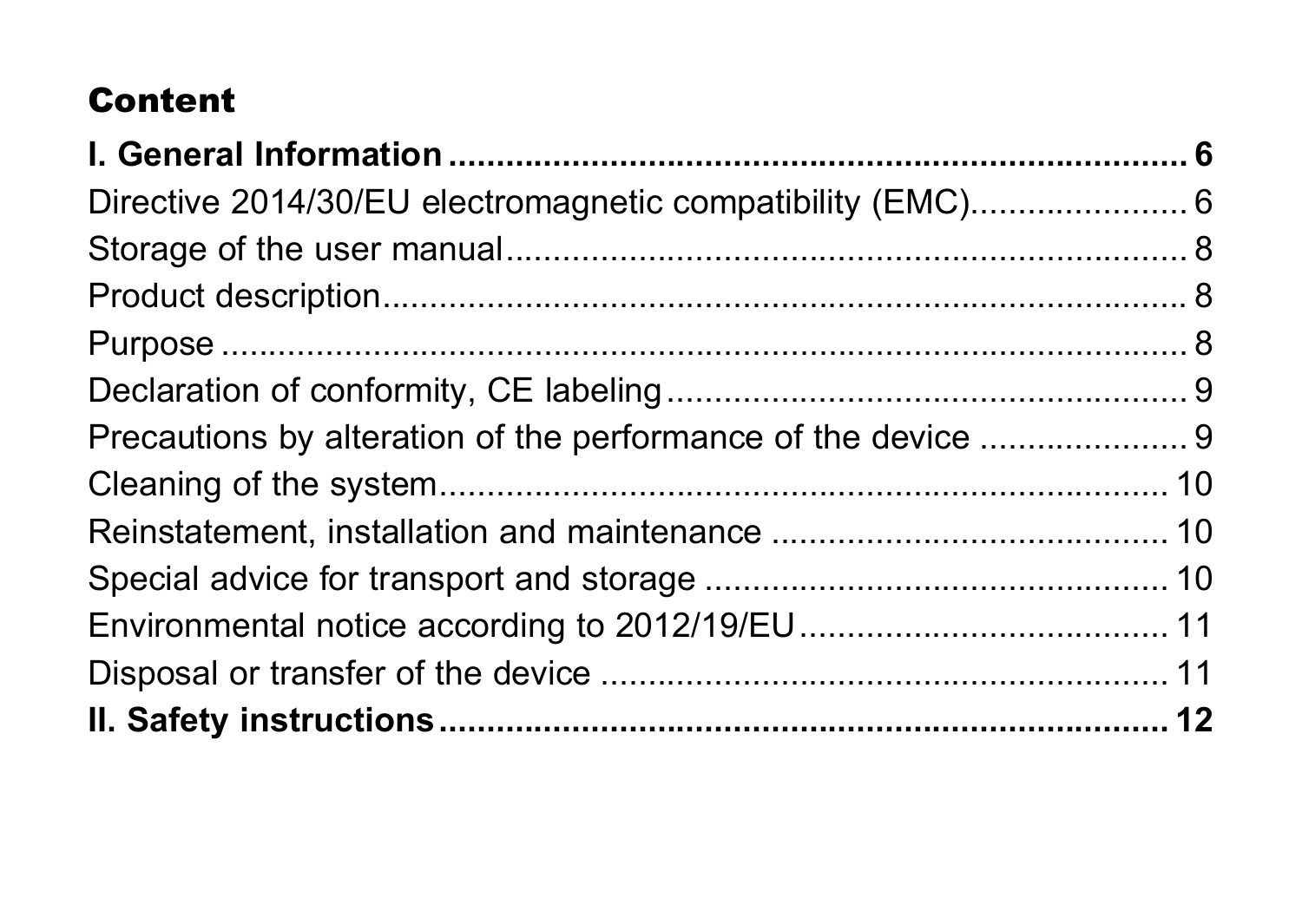# Content

**I. General Information ........................................................................ 6**

Directive 2014/30/EU electromagnetic compatibility (EMC)...................... 6

Storage of the user manual........................................................................ 8

Product description.................................................................................... 8

Purpose ...................................................................................................... 8

Declaration of conformity, CE labeling....................................................... 9

Precautions by alteration of the performance of the device ...................... 9

Cleaning of the system............................................................................ 10

Reinstatement, installation and maintenance .......................................... 10

Special advice for transport and storage ................................................. 10

Environmental notice according to 2012/19/EU....................................... 11

Disposal or transfer of the device ............................................................ 11

**II. Safety instructions.......................................................................... 12**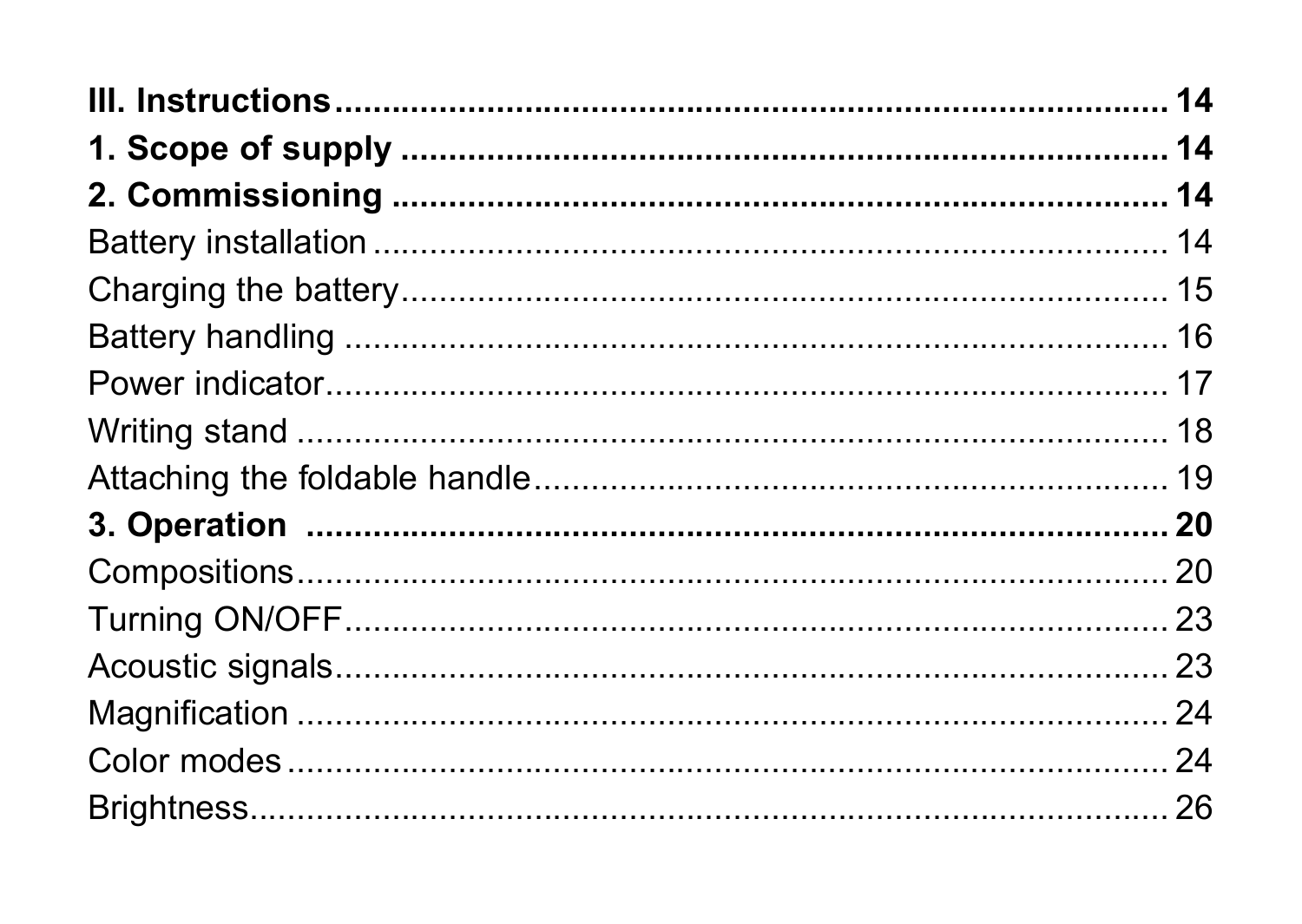**III. Instructions** ........................................................................................ **14**

**1. Scope of supply** ........................................................................................ **14**

**2. Commissioning** ........................................................................................ **14**

Battery installation ........................................................................................ 14

Charging the battery........................................................................................ 15

Battery handling ........................................................................................ 16

Power indicator........................................................................................ 17

Writing stand ........................................................................................ 18

Attaching the foldable handle........................................................................................ 19

**3. Operation** ........................................................................................ **20**

Compositions........................................................................................ 20

Turning ON/OFF........................................................................................ 23

Acoustic signals........................................................................................ 23

Magnification ........................................................................................ 24

Color modes ........................................................................................ 24

Brightness........................................................................................ 26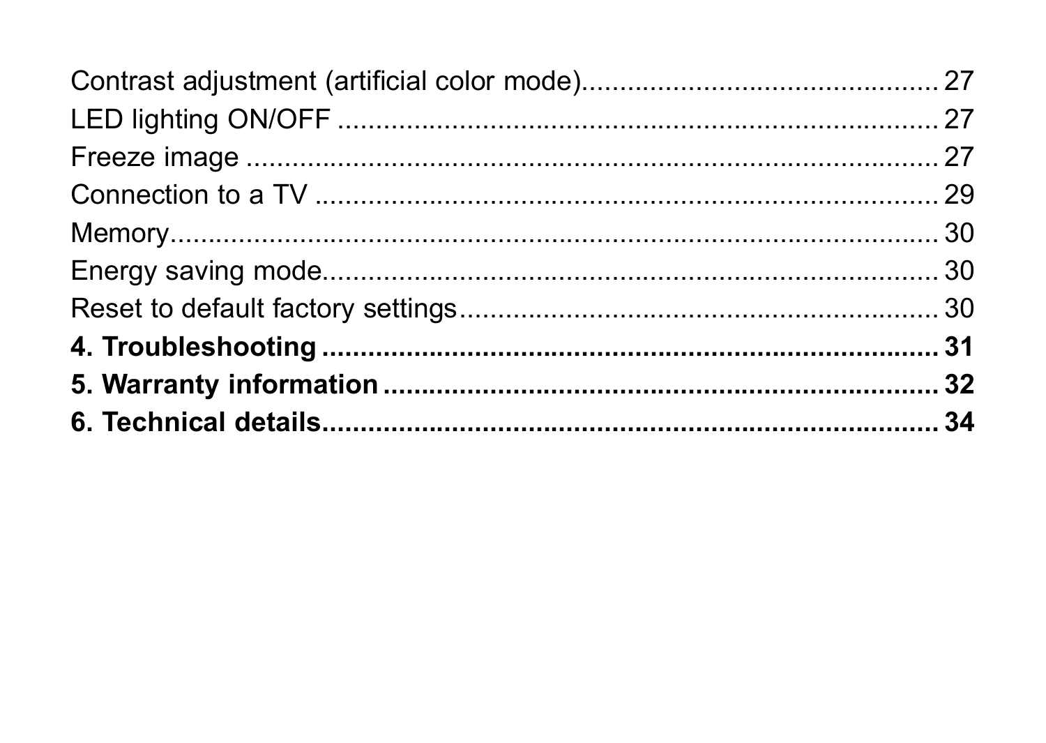Contrast adjustment (artificial color mode)............................................... 27
LED lighting ON/OFF ............................................................................... 27
Freeze image ........................................................................................... 27
Connection to a TV .................................................................................. 29
Memory..................................................................................................... 30
Energy saving mode.................................................................................. 30
Reset to default factory settings................................................................ 30
**4. Troubleshooting ................................................................................ 31**
**5. Warranty information ......................................................................... 32**
**6. Technical details................................................................................. 34**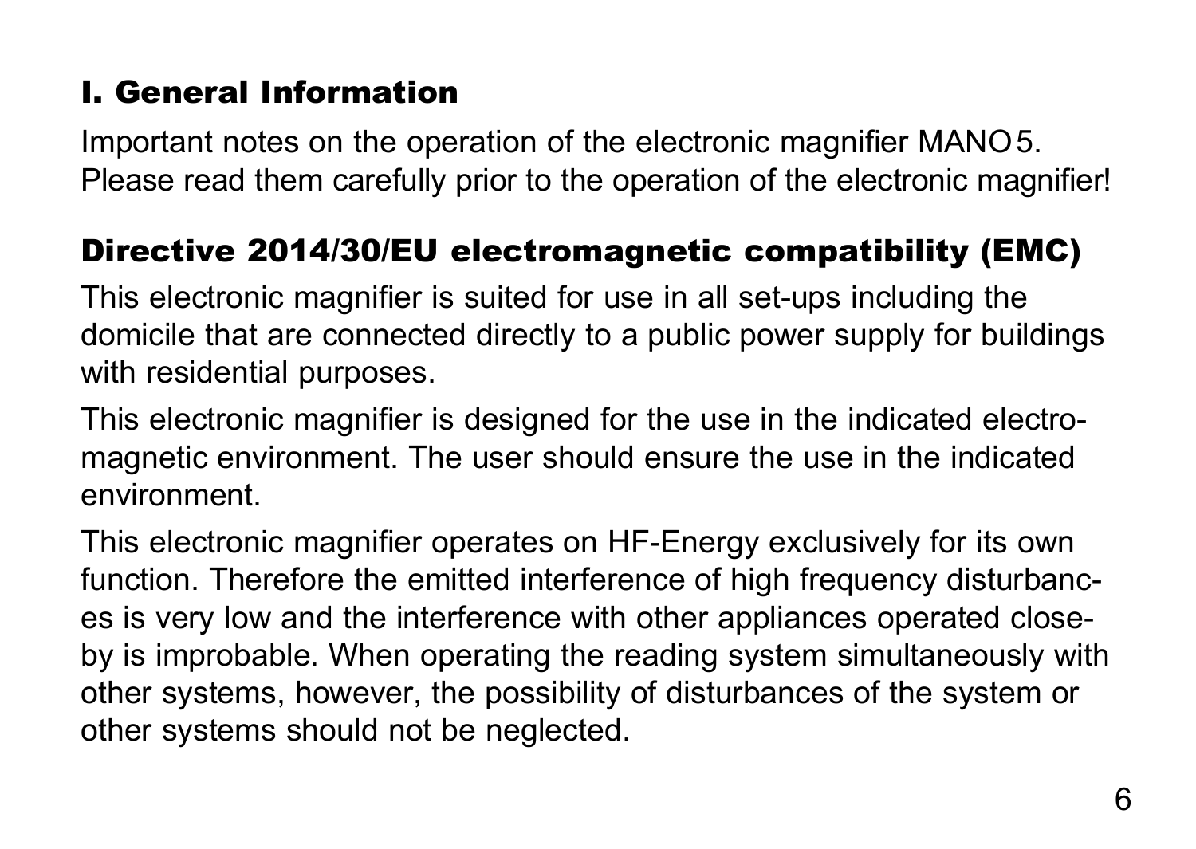# I. General Information

Important notes on the operation of the electronic magnifier MANO5. Please read them carefully prior to the operation of the electronic magnifier!

## Directive 2014/30/EU electromagnetic compatibility (EMC)

This electronic magnifier is suited for use in all set-ups including the domicile that are connected directly to a public power supply for buildings with residential purposes.

This electronic magnifier is designed for the use in the indicated electromagnetic environment. The user should ensure the use in the indicated environment.

This electronic magnifier operates on HF-Energy exclusively for its own function. Therefore the emitted interference of high frequency disturbances is very low and the interference with other appliances operated close-by is improbable. When operating the reading system simultaneously with other systems, however, the possibility of disturbances of the system or other systems should not be neglected.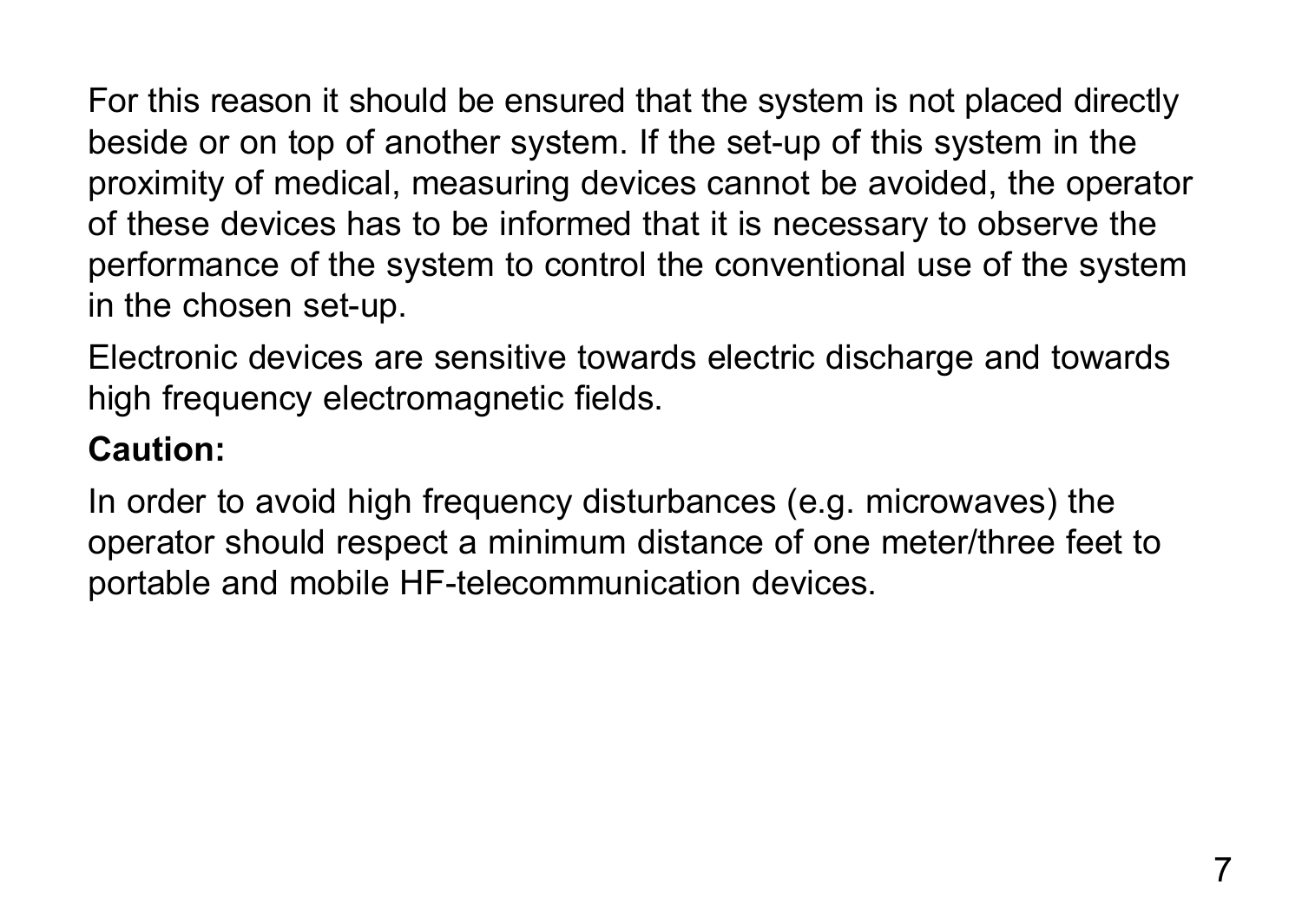For this reason it should be ensured that the system is not placed directly beside or on top of another system. If the set-up of this system in the proximity of medical, measuring devices cannot be avoided, the operator of these devices has to be informed that it is necessary to observe the performance of the system to control the conventional use of the system in the chosen set-up.

Electronic devices are sensitive towards electric discharge and towards high frequency electromagnetic fields.

**Caution:**

In order to avoid high frequency disturbances (e.g. microwaves) the operator should respect a minimum distance of one meter/three feet to portable and mobile HF-telecommunication devices.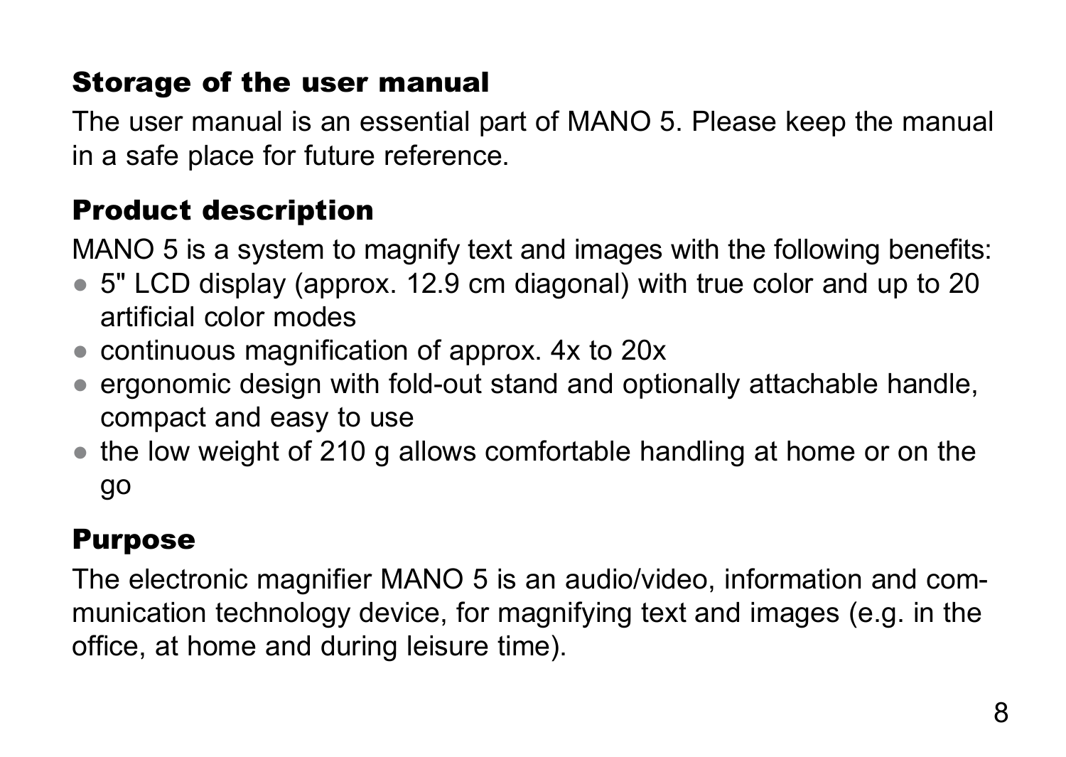## Storage of the user manual

The user manual is an essential part of MANO 5. Please keep the manual in a safe place for future reference.

## Product description

MANO 5 is a system to magnify text and images with the following benefits:

- 5" LCD display (approx. 12.9 cm diagonal) with true color and up to 20 artificial color modes
- continuous magnification of approx. 4x to 20x
- ergonomic design with fold-out stand and optionally attachable handle, compact and easy to use
- the low weight of 210 g allows comfortable handling at home or on the go

## Purpose

The electronic magnifier MANO 5 is an audio/video, information and communication technology device, for magnifying text and images (e.g. in the office, at home and during leisure time).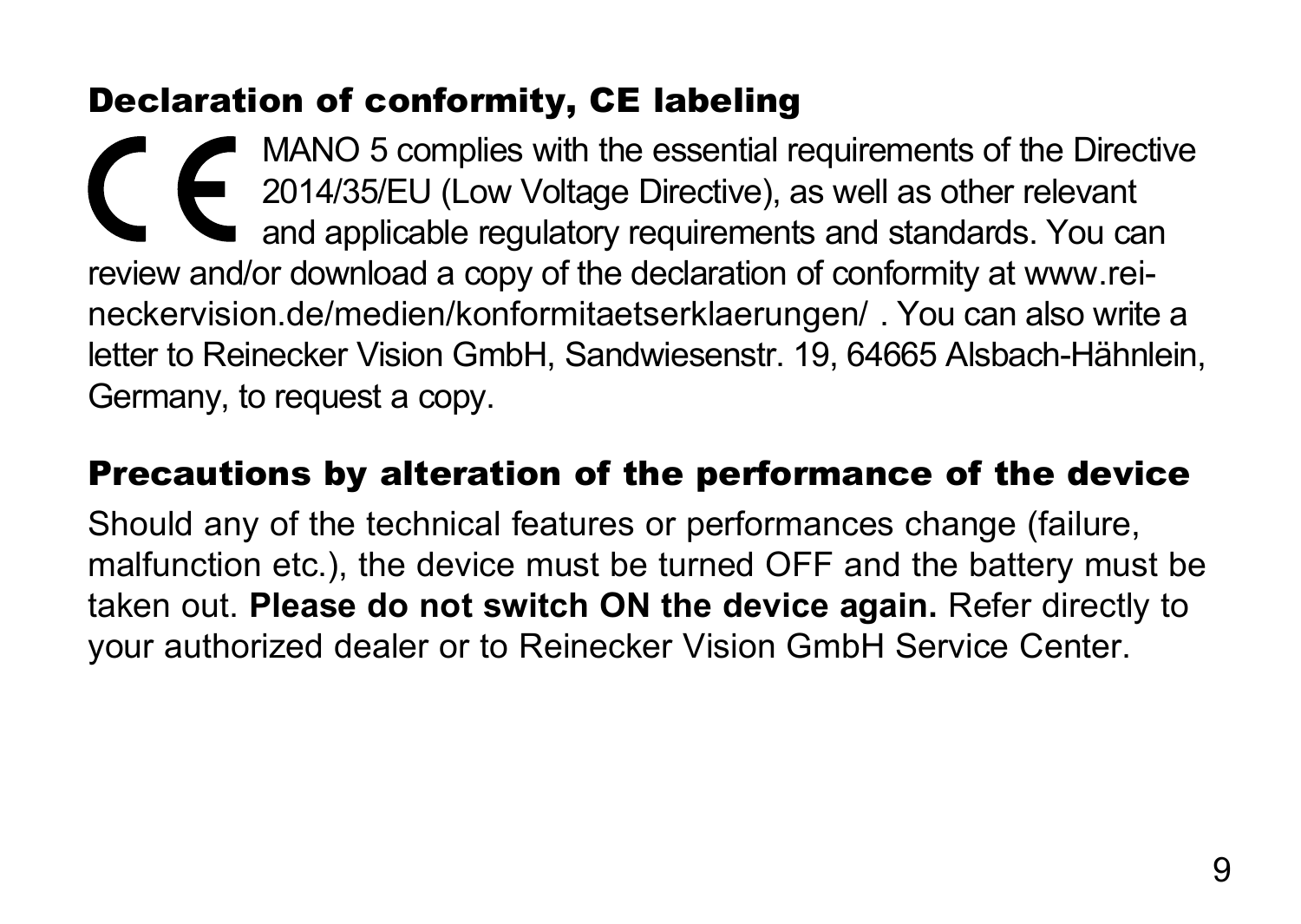## Declaration of conformity, CE labeling

MANO 5 complies with the essential requirements of the Directive 2014/35/EU (Low Voltage Directive), as well as other relevant and applicable regulatory requirements and standards. You can review and/or download a copy of the declaration of conformity at www.reineckervision.de/medien/konformitaetserklaerungen/ . You can also write a letter to Reinecker Vision GmbH, Sandwiesenstr. 19, 64665 Alsbach-Hähnlein, Germany, to request a copy.

## Precautions by alteration of the performance of the device

Should any of the technical features or performances change (failure, malfunction etc.), the device must be turned OFF and the battery must be taken out. **Please do not switch ON the device again.** Refer directly to your authorized dealer or to Reinecker Vision GmbH Service Center.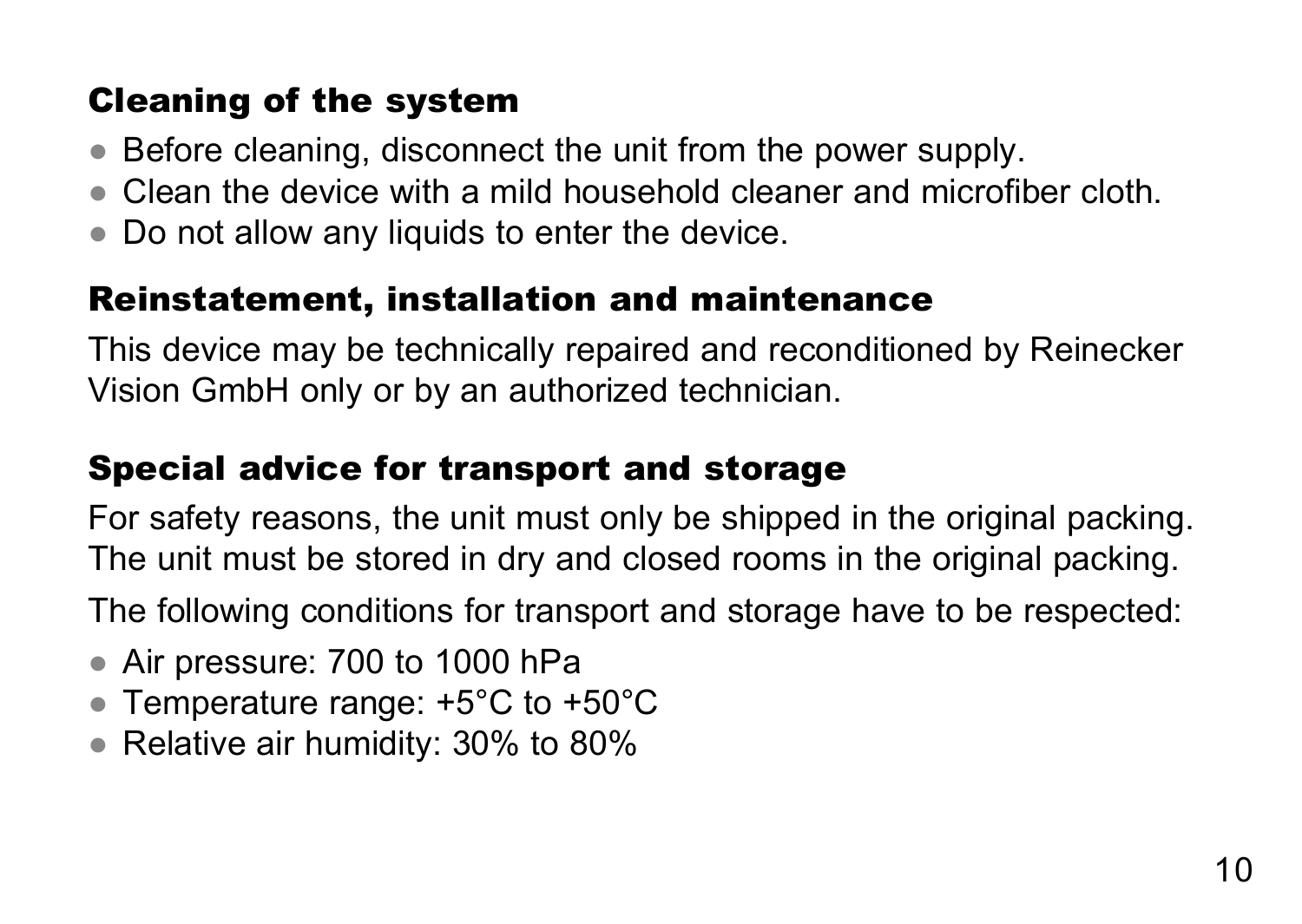## Cleaning of the system

- Before cleaning, disconnect the unit from the power supply.
- Clean the device with a mild household cleaner and microfiber cloth.
- Do not allow any liquids to enter the device.

## Reinstatement, installation and maintenance

This device may be technically repaired and reconditioned by Reinecker Vision GmbH only or by an authorized technician.

## Special advice for transport and storage

For safety reasons, the unit must only be shipped in the original packing. The unit must be stored in dry and closed rooms in the original packing.

The following conditions for transport and storage have to be respected:

- Air pressure: 700 to 1000 hPa
- Temperature range: +5°C to +50°C
- Relative air humidity: 30% to 80%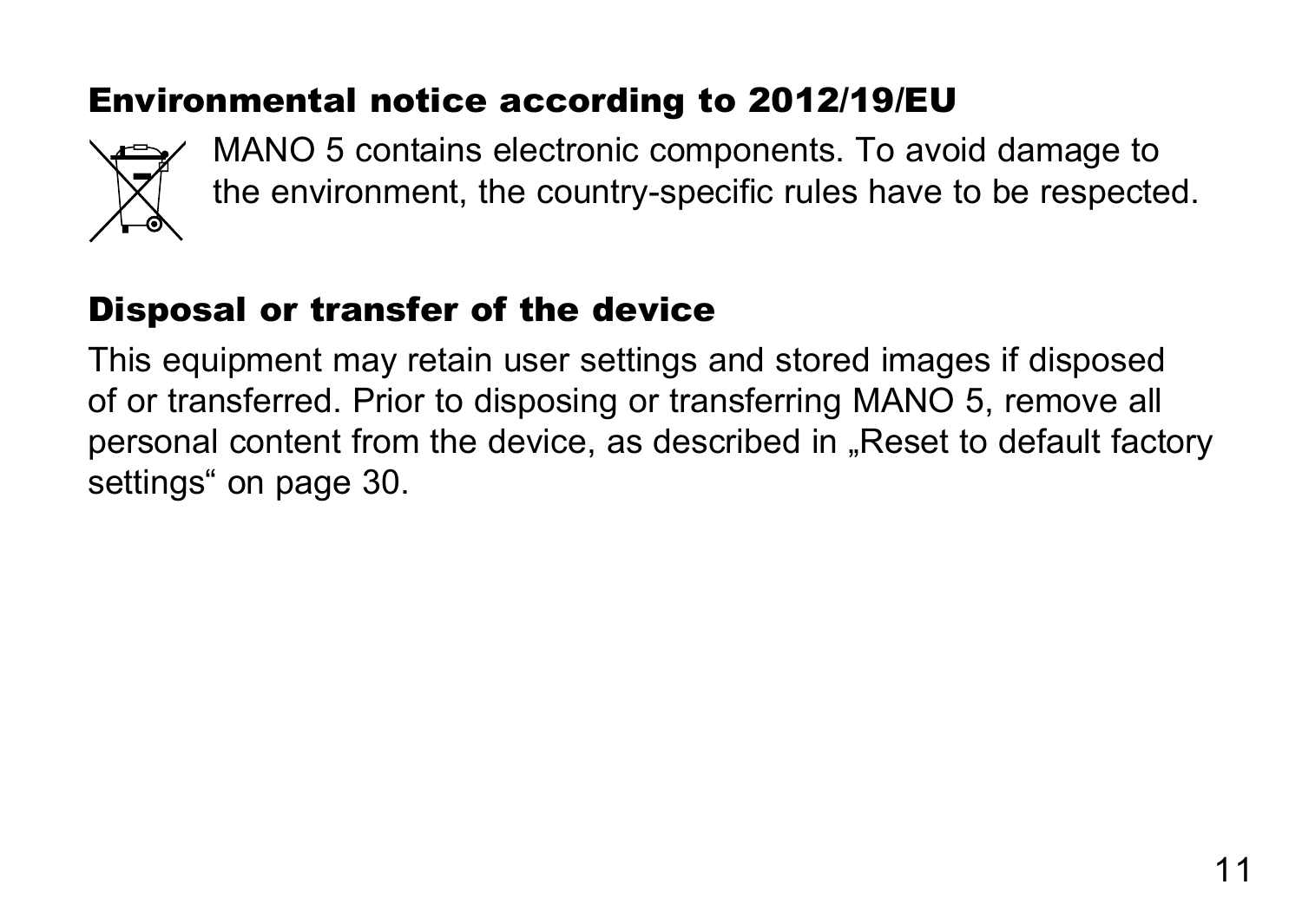## Environmental notice according to 2012/19/EU

MANO 5 contains electronic components. To avoid damage to the environment, the country-specific rules have to be respected.

## Disposal or transfer of the device

This equipment may retain user settings and stored images if disposed of or transferred. Prior to disposing or transferring MANO 5, remove all personal content from the device, as described in „Reset to default factory settings“ on page 30.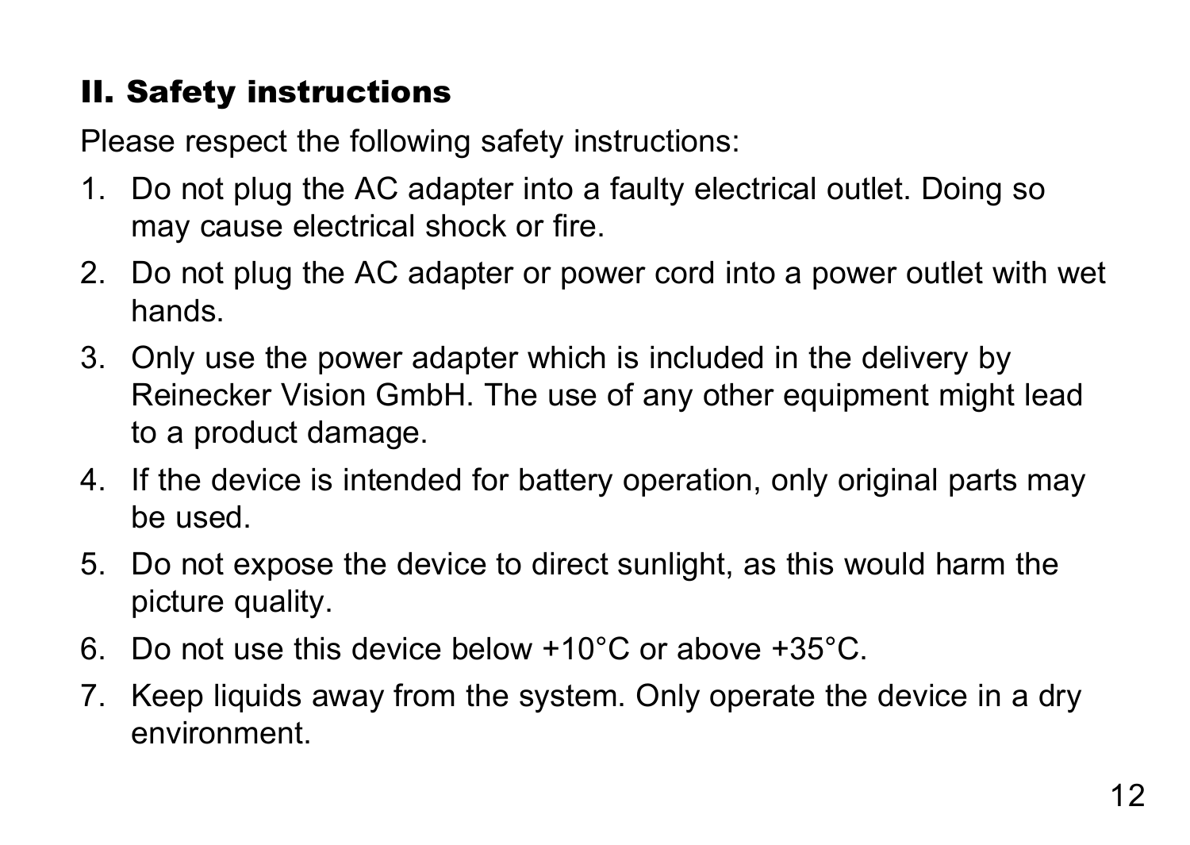## II. Safety instructions

Please respect the following safety instructions:

1. Do not plug the AC adapter into a faulty electrical outlet. Doing so may cause electrical shock or fire.
2. Do not plug the AC adapter or power cord into a power outlet with wet hands.
3. Only use the power adapter which is included in the delivery by Reinecker Vision GmbH. The use of any other equipment might lead to a product damage.
4. If the device is intended for battery operation, only original parts may be used.
5. Do not expose the device to direct sunlight, as this would harm the picture quality.
6. Do not use this device below +10°C or above +35°C.
7. Keep liquids away from the system. Only operate the device in a dry environment.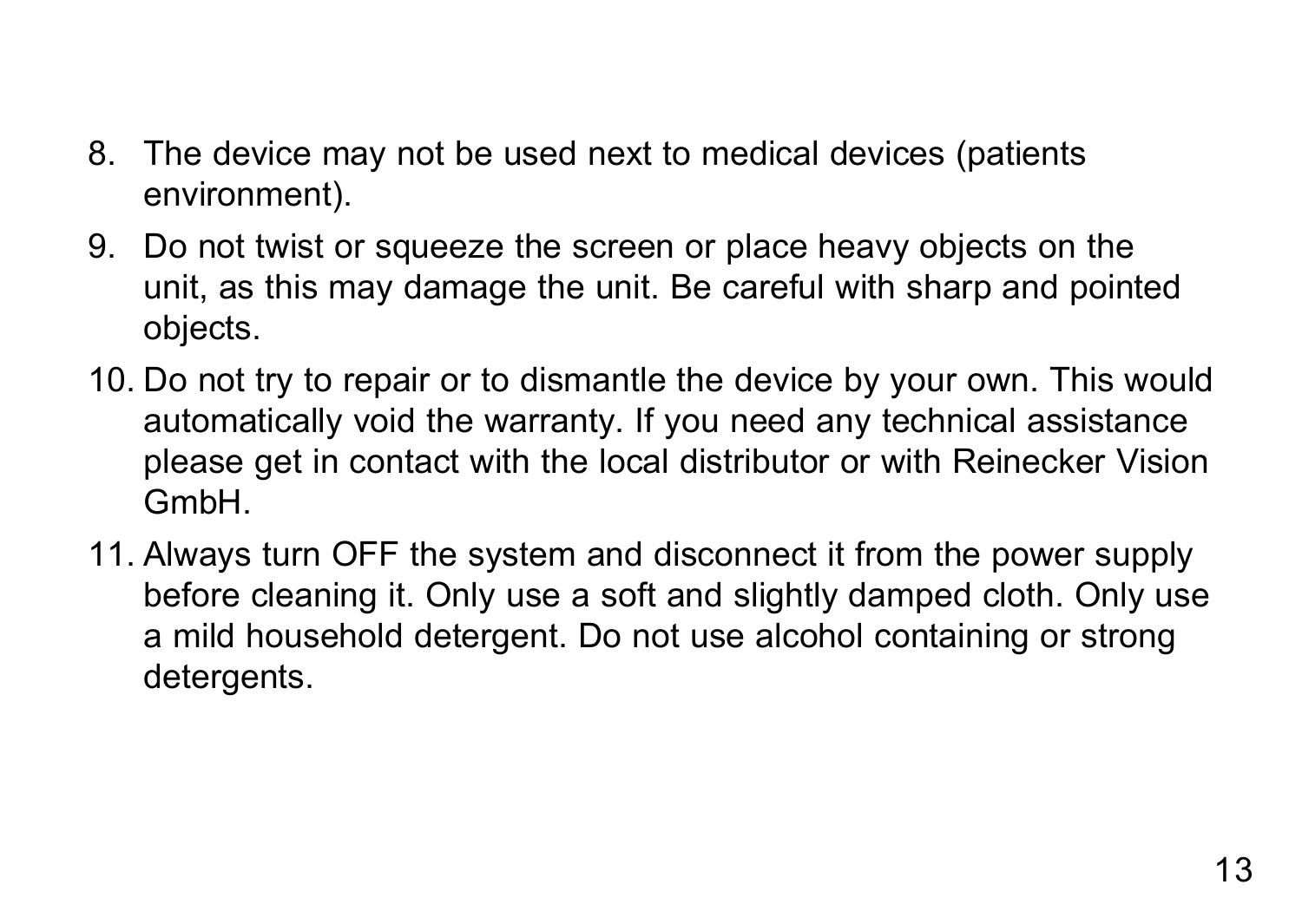8. The device may not be used next to medical devices (patients environment).
9. Do not twist or squeeze the screen or place heavy objects on the unit, as this may damage the unit. Be careful with sharp and pointed objects.
10. Do not try to repair or to dismantle the device by your own. This would automatically void the warranty. If you need any technical assistance please get in contact with the local distributor or with Reinecker Vision GmbH.
11. Always turn OFF the system and disconnect it from the power supply before cleaning it. Only use a soft and slightly damped cloth. Only use a mild household detergent. Do not use alcohol containing or strong detergents.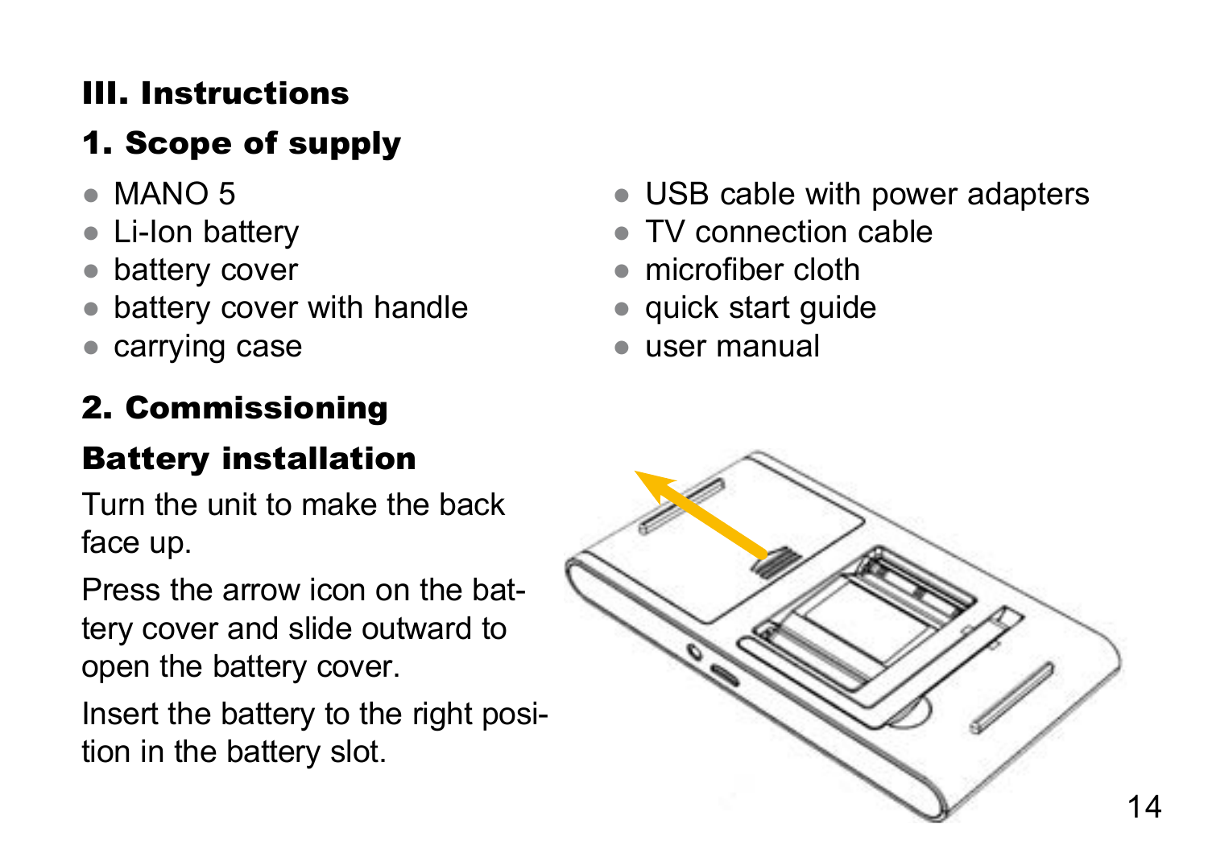## III. Instructions

### 1. Scope of supply

- MANO 5
- Li-Ion battery
- battery cover
- battery cover with handle
- carrying case
- USB cable with power adapters
- TV connection cable
- microfiber cloth
- quick start guide
- user manual

### 2. Commissioning

#### Battery installation

Turn the unit to make the back face up.

Press the arrow icon on the battery cover and slide outward to open the battery cover.

Insert the battery to the right position in the battery slot.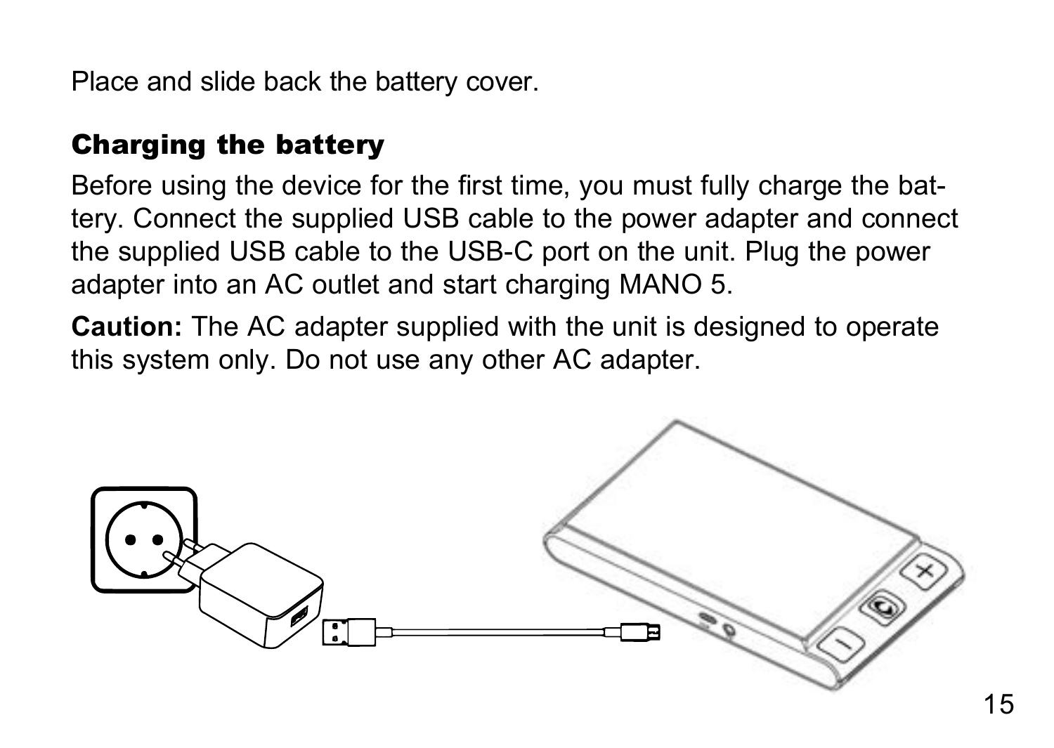Place and slide back the battery cover.

## Charging the battery

Before using the device for the first time, you must fully charge the battery. Connect the supplied USB cable to the power adapter and connect the supplied USB cable to the USB-C port on the unit. Plug the power adapter into an AC outlet and start charging MANO 5.

**Caution:** The AC adapter supplied with the unit is designed to operate this system only. Do not use any other AC adapter.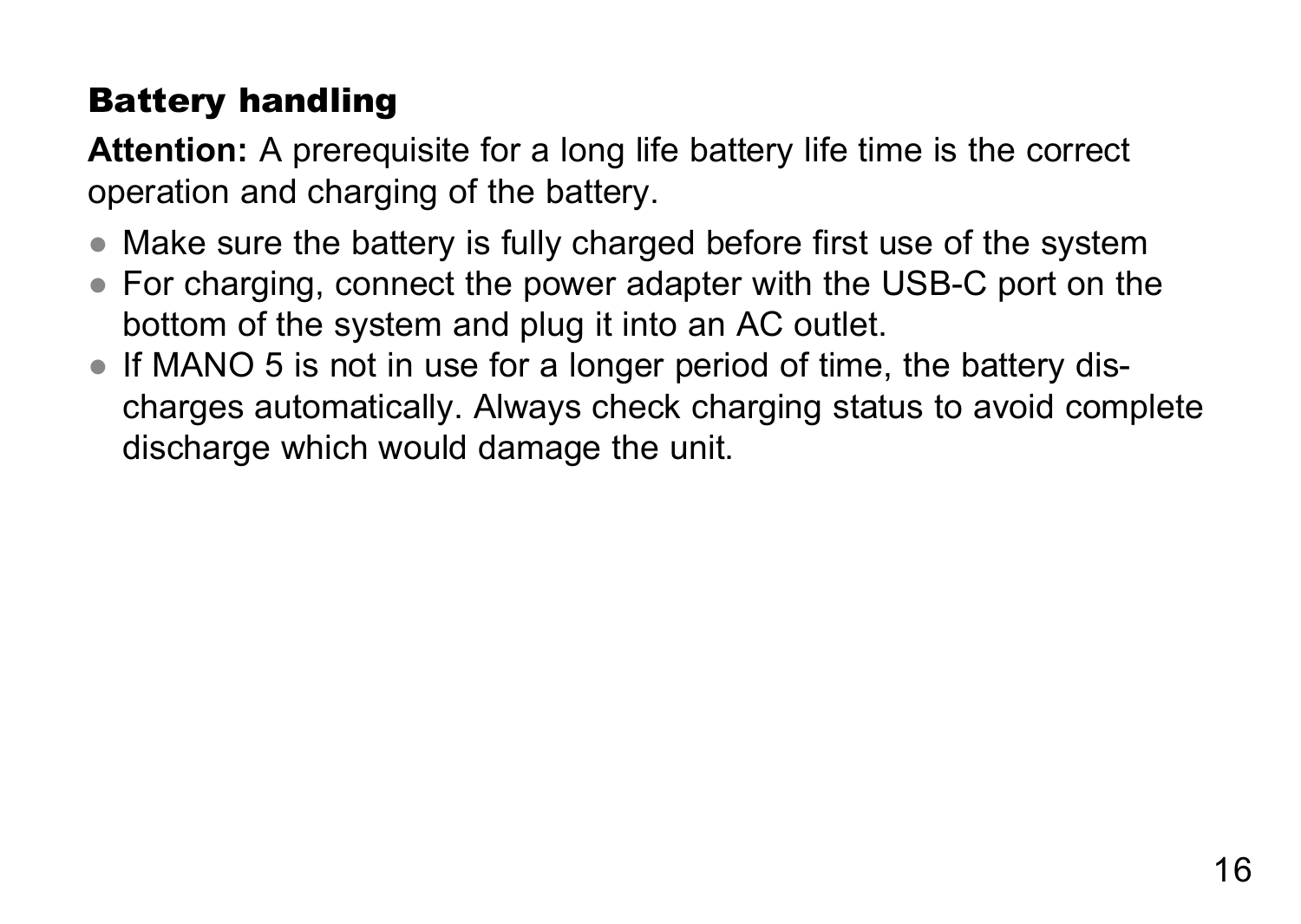## Battery handling

**Attention:** A prerequisite for a long life battery life time is the correct operation and charging of the battery.

- Make sure the battery is fully charged before first use of the system
- For charging, connect the power adapter with the USB-C port on the bottom of the system and plug it into an AC outlet.
- If MANO 5 is not in use for a longer period of time, the battery discharges automatically. Always check charging status to avoid complete discharge which would damage the unit.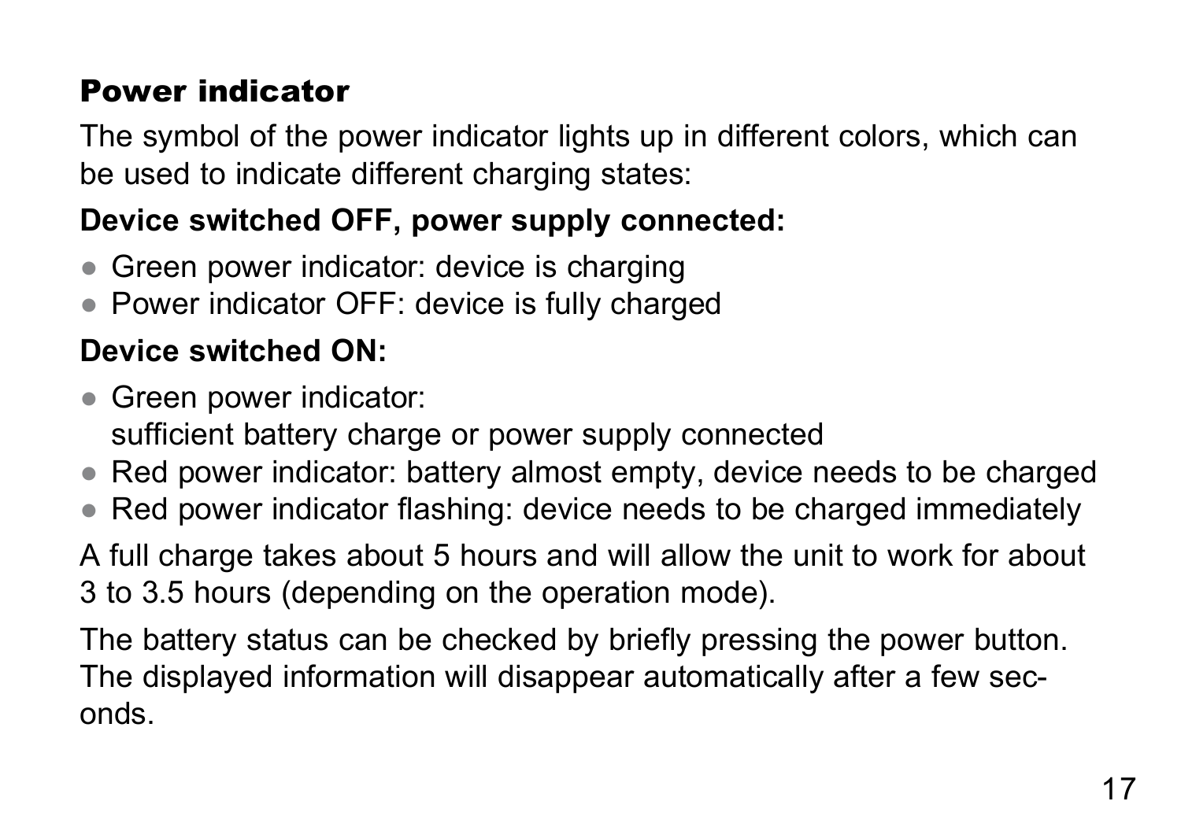## Power indicator

The symbol of the power indicator lights up in different colors, which can be used to indicate different charging states:

**Device switched OFF, power supply connected:**

- Green power indicator: device is charging
- Power indicator OFF: device is fully charged

**Device switched ON:**

- Green power indicator: sufficient battery charge or power supply connected
- Red power indicator: battery almost empty, device needs to be charged
- Red power indicator flashing: device needs to be charged immediately

A full charge takes about 5 hours and will allow the unit to work for about 3 to 3.5 hours (depending on the operation mode).

The battery status can be checked by briefly pressing the power button. The displayed information will disappear automatically after a few seconds.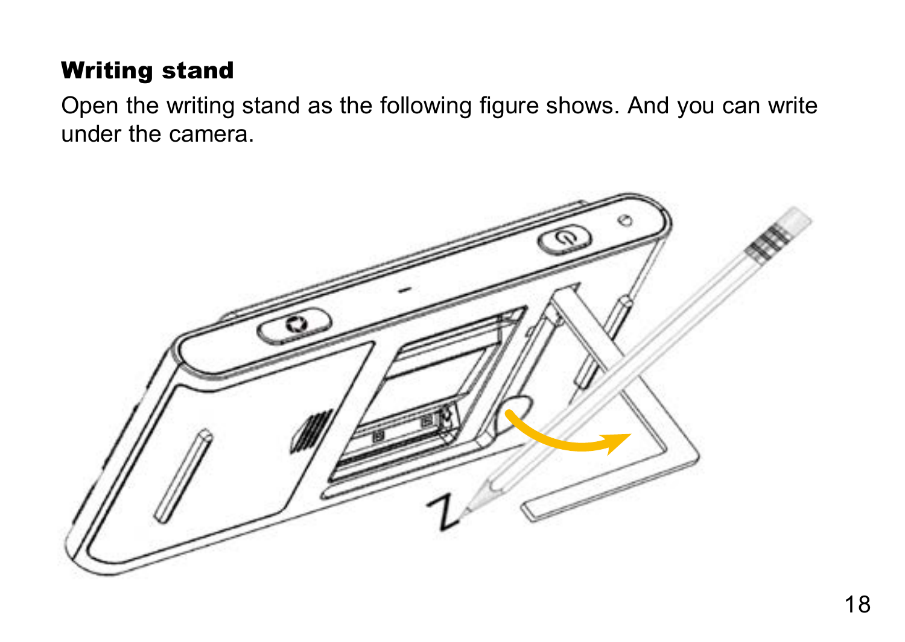## Writing stand

Open the writing stand as the following figure shows. And you can write under the camera.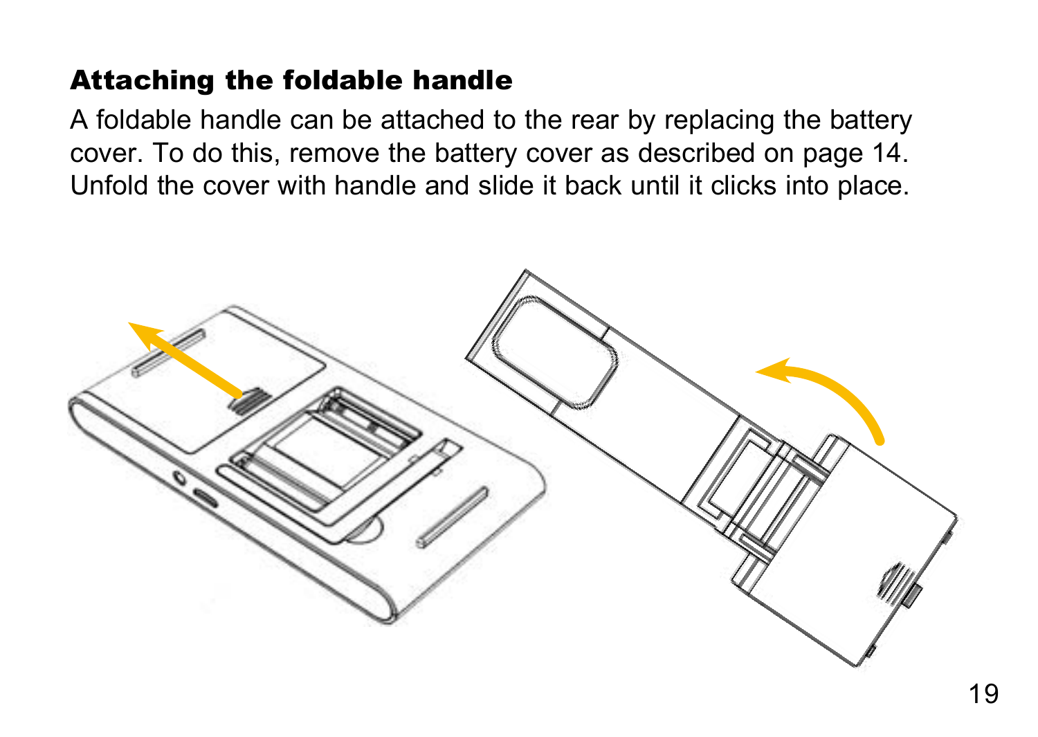## Attaching the foldable handle

A foldable handle can be attached to the rear by replacing the battery cover. To do this, remove the battery cover as described on page 14. Unfold the cover with handle and slide it back until it clicks into place.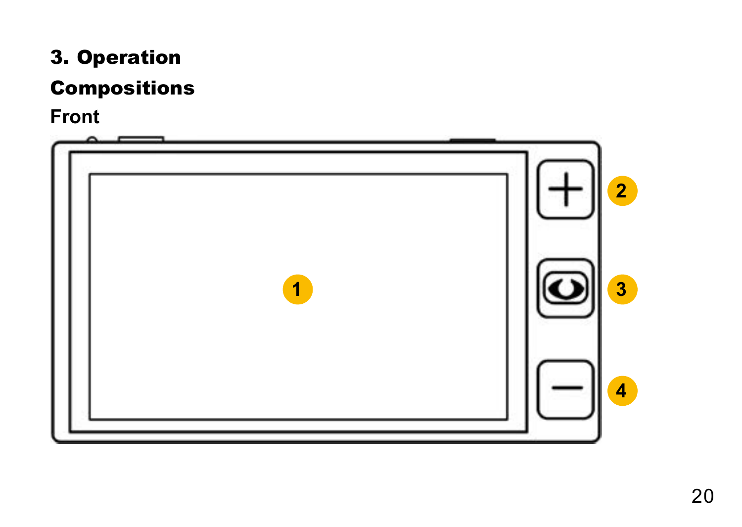# 3. Operation

## Compositions

### Front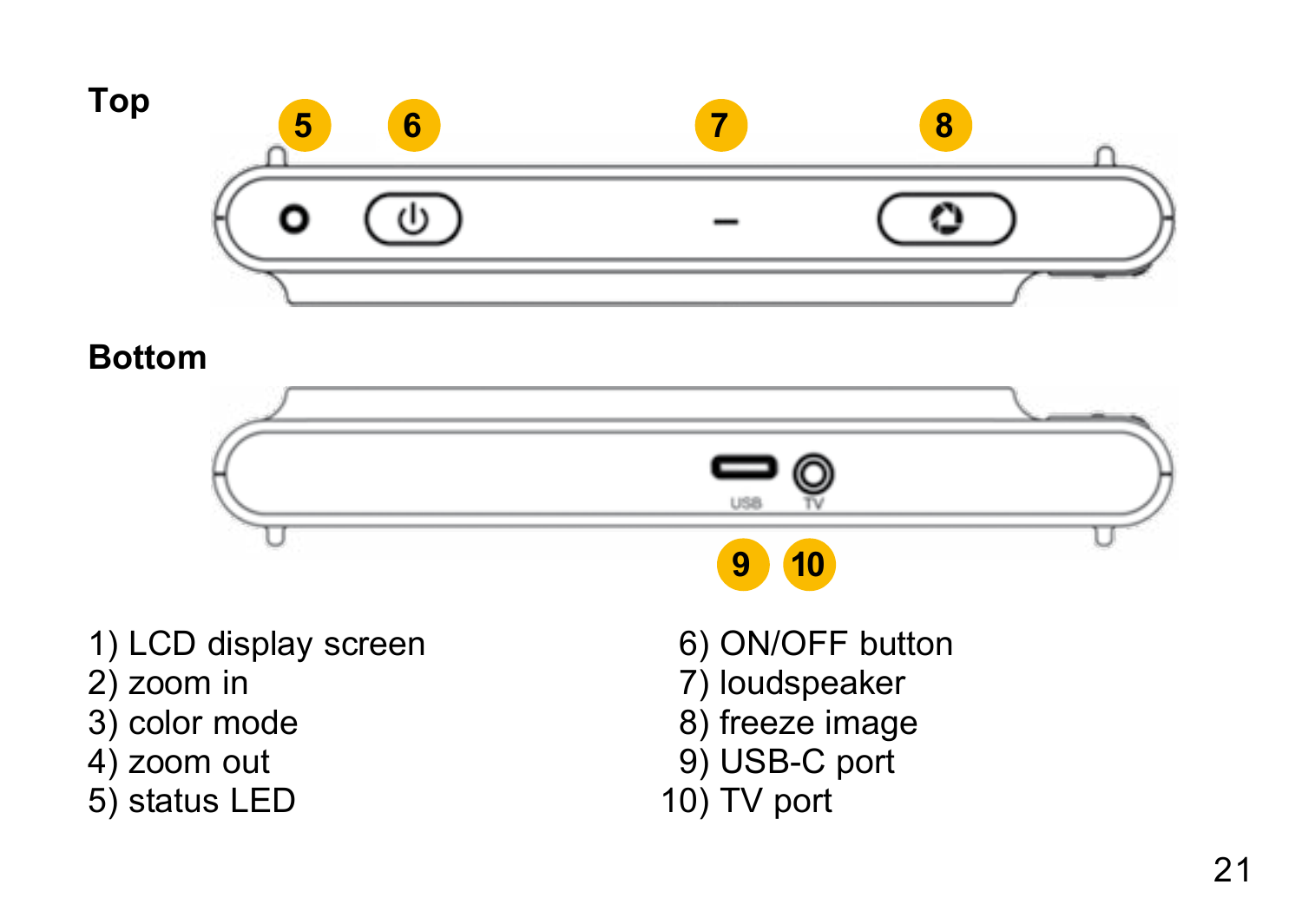**Top**

**Bottom**

1) LCD display screen
2) zoom in
3) color mode
4) zoom out
5) status LED
6) ON/OFF button
7) loudspeaker
8) freeze image
9) USB-C port
10) TV port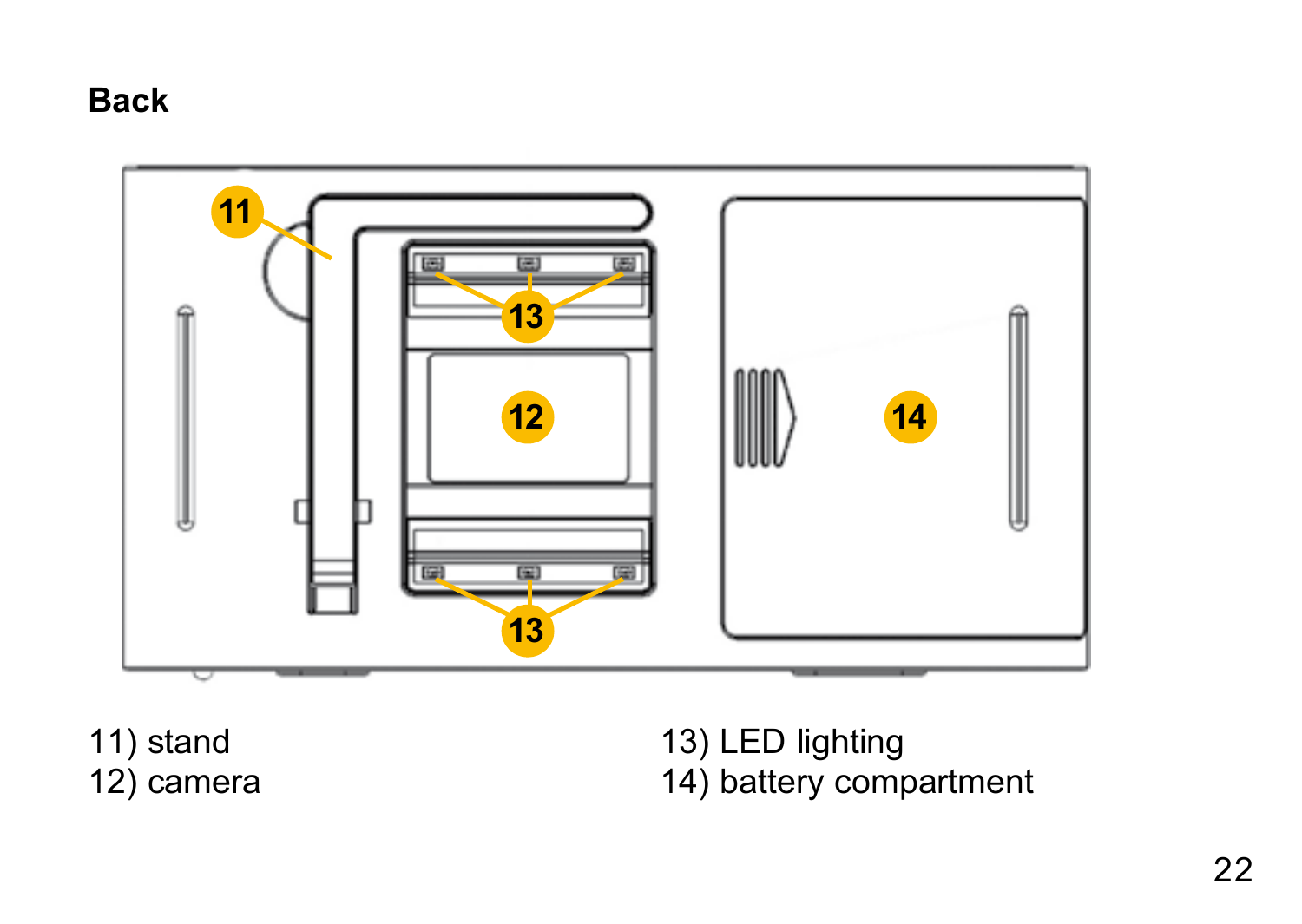**Back**

11) stand
12) camera
13) LED lighting
14) battery compartment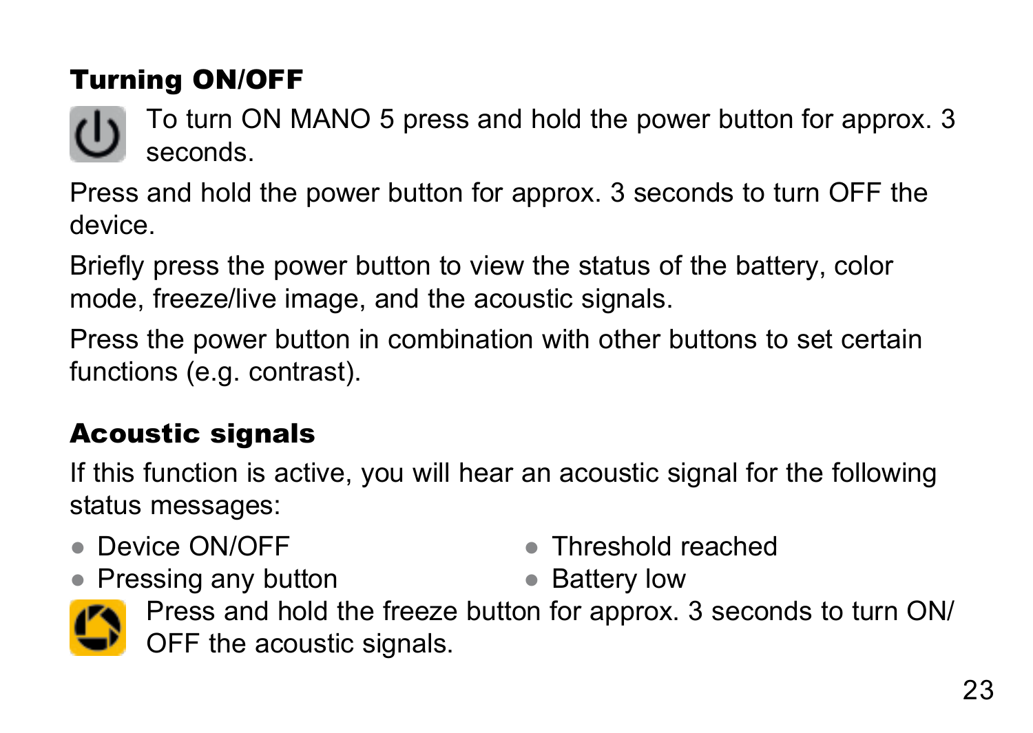## Turning ON/OFF

To turn ON MANO 5 press and hold the power button for approx. 3 seconds.

Press and hold the power button for approx. 3 seconds to turn OFF the device.

Briefly press the power button to view the status of the battery, color mode, freeze/live image, and the acoustic signals.

Press the power button in combination with other buttons to set certain functions (e.g. contrast).

## Acoustic signals

If this function is active, you will hear an acoustic signal for the following status messages:

- Device ON/OFF
- Pressing any button
- Threshold reached
- Battery low

Press and hold the freeze button for approx. 3 seconds to turn ON/OFF the acoustic signals.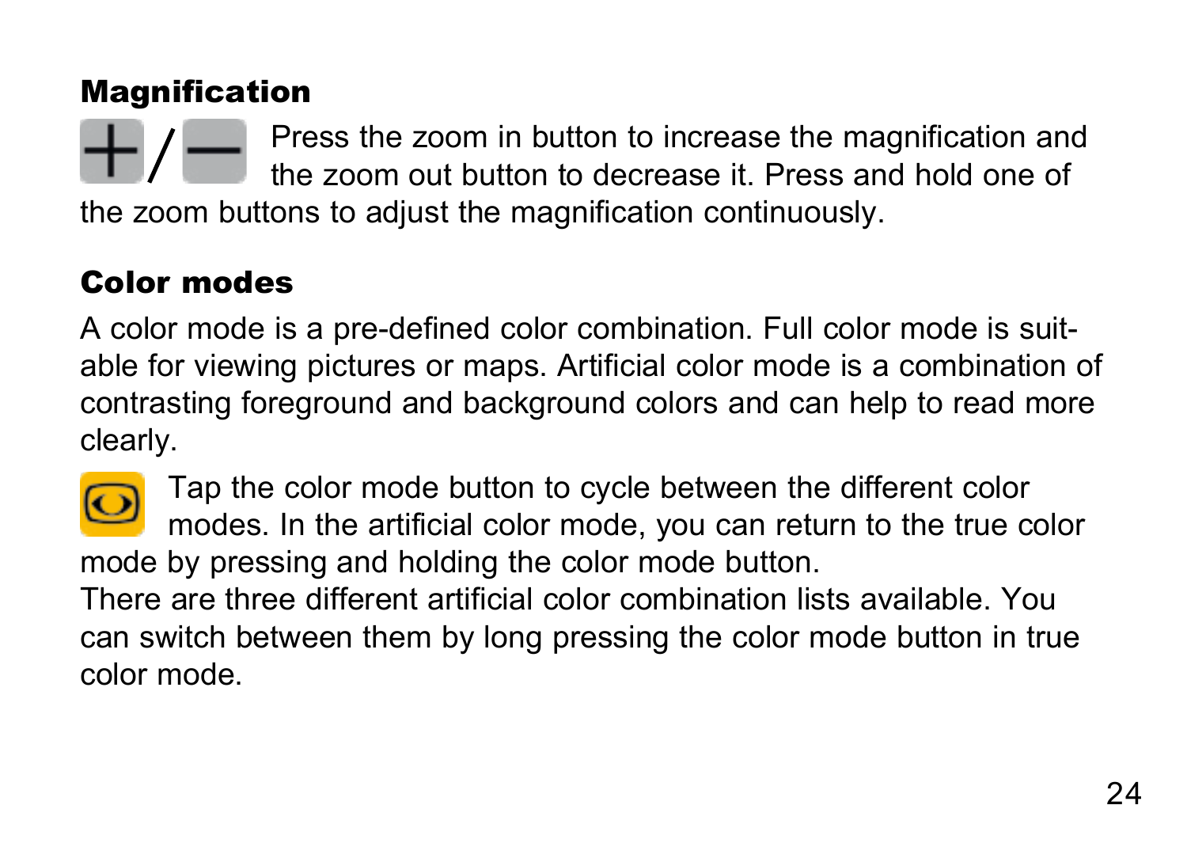## Magnification

Press the zoom in button to increase the magnification and the zoom out button to decrease it. Press and hold one of the zoom buttons to adjust the magnification continuously.

## Color modes

A color mode is a pre-defined color combination. Full color mode is suitable for viewing pictures or maps. Artificial color mode is a combination of contrasting foreground and background colors and can help to read more clearly.

Tap the color mode button to cycle between the different color modes. In the artificial color mode, you can return to the true color mode by pressing and holding the color mode button.
There are three different artificial color combination lists available. You can switch between them by long pressing the color mode button in true color mode.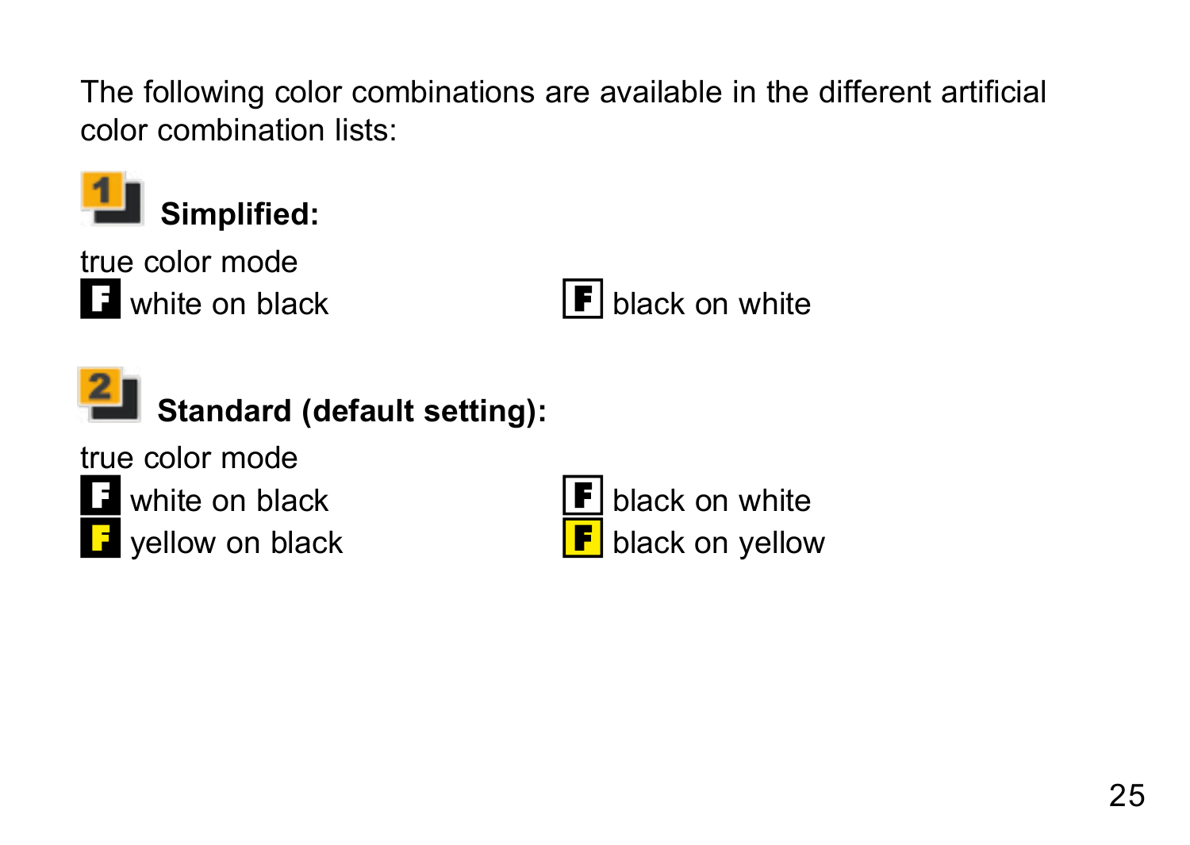The following color combinations are available in the different artificial color combination lists:

**Simplified:**

true color mode

white on black

black on white

**Standard (default setting):**

true color mode

white on black

black on white

yellow on black

black on yellow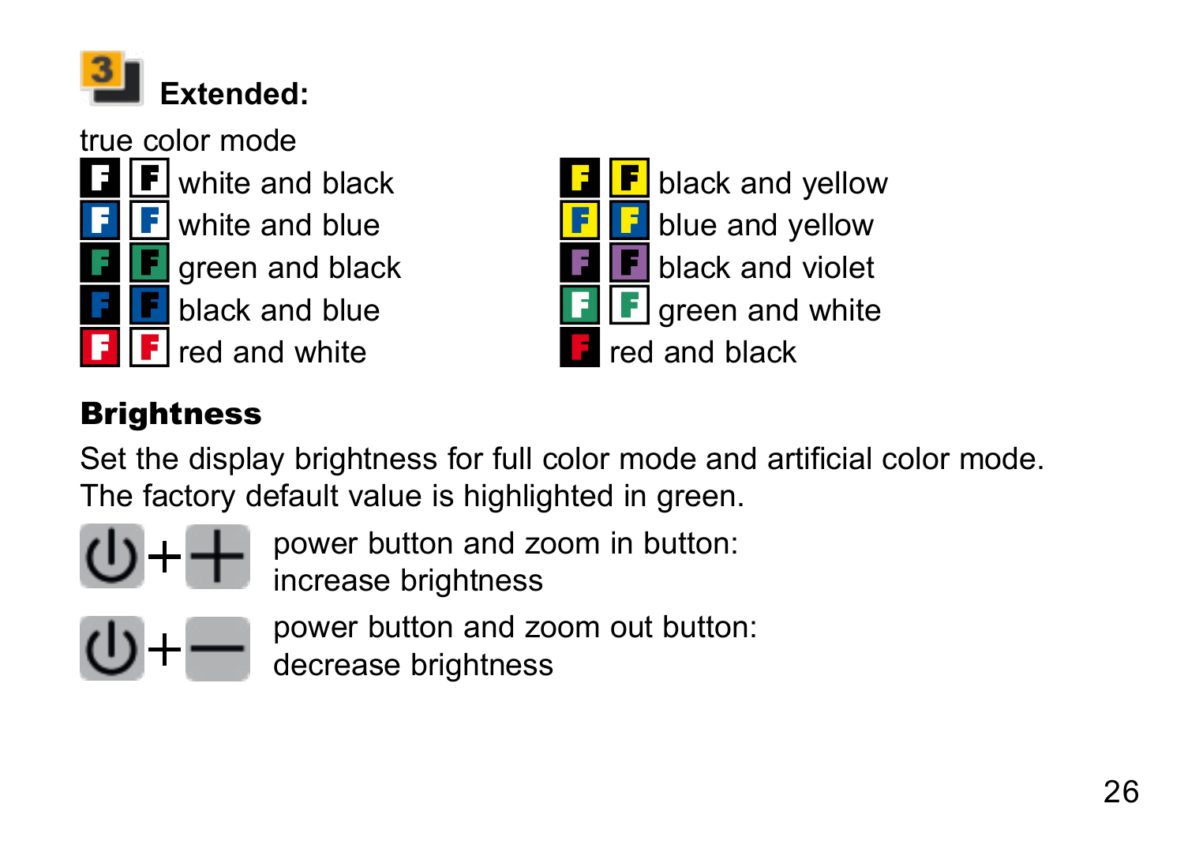## Extended:

true color mode

- white and black
- white and blue
- green and black
- black and blue
- red and white
- black and yellow
- blue and yellow
- black and violet
- green and white
- red and black

### Brightness

Set the display brightness for full color mode and artificial color mode. The factory default value is highlighted in green.

power button and zoom in button: increase brightness

power button and zoom out button: decrease brightness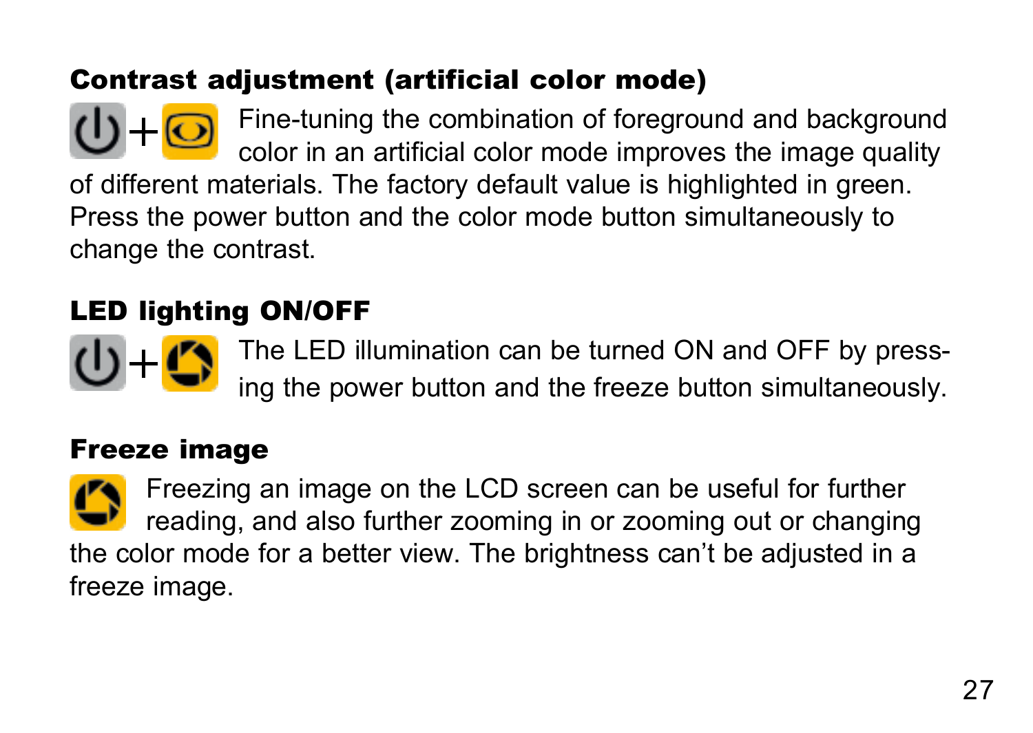## Contrast adjustment (artificial color mode)

Fine-tuning the combination of foreground and background color in an artificial color mode improves the image quality of different materials. The factory default value is highlighted in green. Press the power button and the color mode button simultaneously to change the contrast.

## LED lighting ON/OFF

The LED illumination can be turned ON and OFF by pressing the power button and the freeze button simultaneously.

## Freeze image

Freezing an image on the LCD screen can be useful for further reading, and also further zooming in or zooming out or changing the color mode for a better view. The brightness can't be adjusted in a freeze image.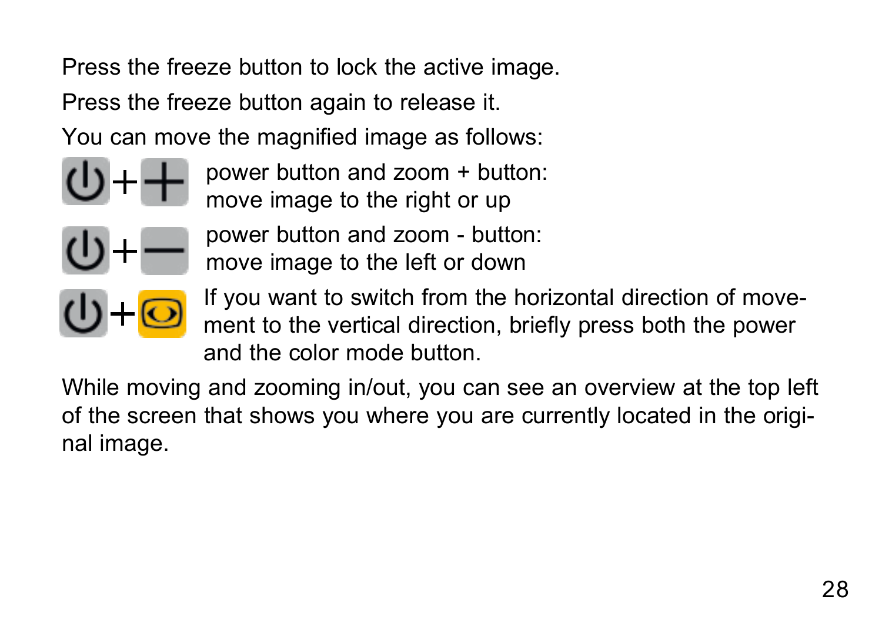Press the freeze button to lock the active image.

Press the freeze button again to release it.

You can move the magnified image as follows:

power button and zoom + button:
move image to the right or up

power button and zoom - button:
move image to the left or down

If you want to switch from the horizontal direction of movement to the vertical direction, briefly press both the power and the color mode button.

While moving and zooming in/out, you can see an overview at the top left of the screen that shows you where you are currently located in the original image.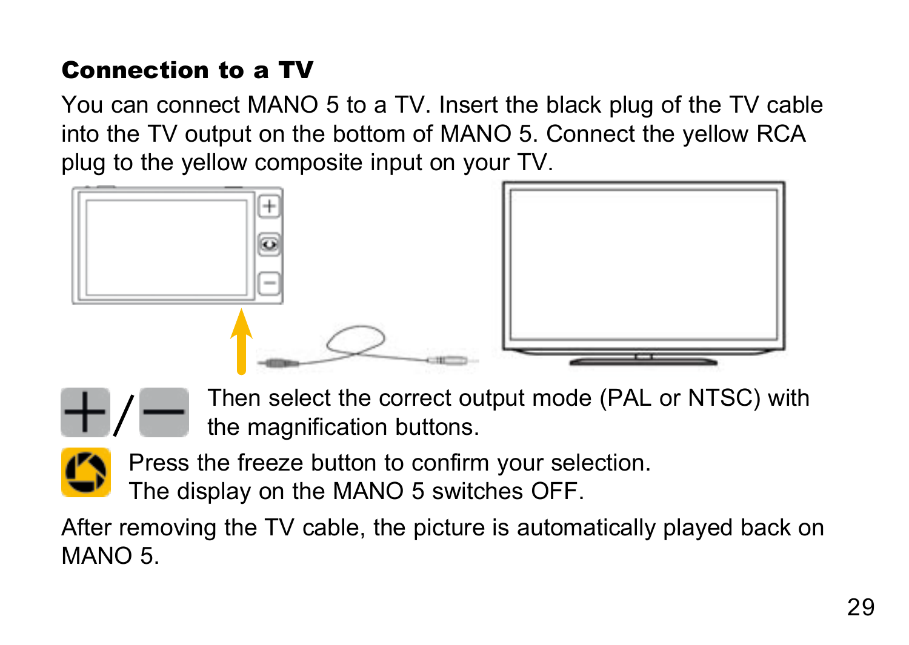## Connection to a TV

You can connect MANO 5 to a TV. Insert the black plug of the TV cable into the TV output on the bottom of MANO 5. Connect the yellow RCA plug to the yellow composite input on your TV.

Then select the correct output mode (PAL or NTSC) with the magnification buttons.

Press the freeze button to confirm your selection.
The display on the MANO 5 switches OFF.

After removing the TV cable, the picture is automatically played back on MANO 5.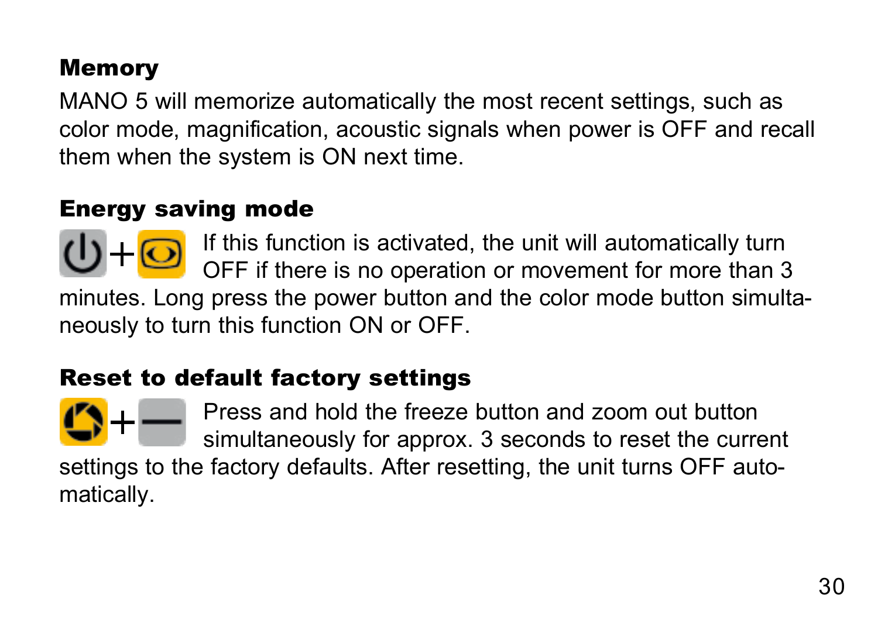## Memory

MANO 5 will memorize automatically the most recent settings, such as color mode, magnification, acoustic signals when power is OFF and recall them when the system is ON next time.

## Energy saving mode

If this function is activated, the unit will automatically turn OFF if there is no operation or movement for more than 3 minutes. Long press the power button and the color mode button simultaneously to turn this function ON or OFF.

## Reset to default factory settings

Press and hold the freeze button and zoom out button simultaneously for approx. 3 seconds to reset the current settings to the factory defaults. After resetting, the unit turns OFF automatically.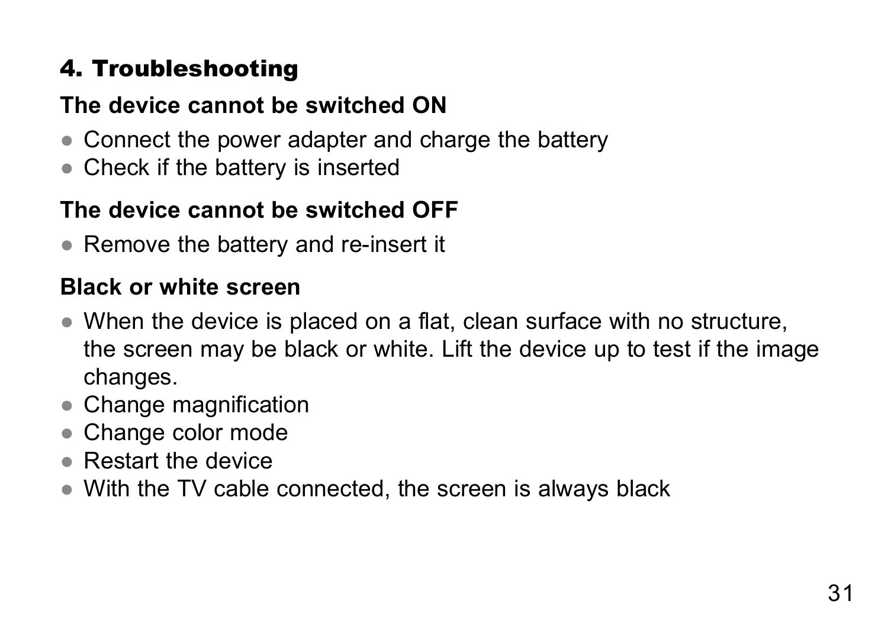## 4. Troubleshooting

### The device cannot be switched ON

- Connect the power adapter and charge the battery
- Check if the battery is inserted

### The device cannot be switched OFF

- Remove the battery and re-insert it

### Black or white screen

- When the device is placed on a flat, clean surface with no structure, the screen may be black or white. Lift the device up to test if the image changes.
- Change magnification
- Change color mode
- Restart the device
- With the TV cable connected, the screen is always black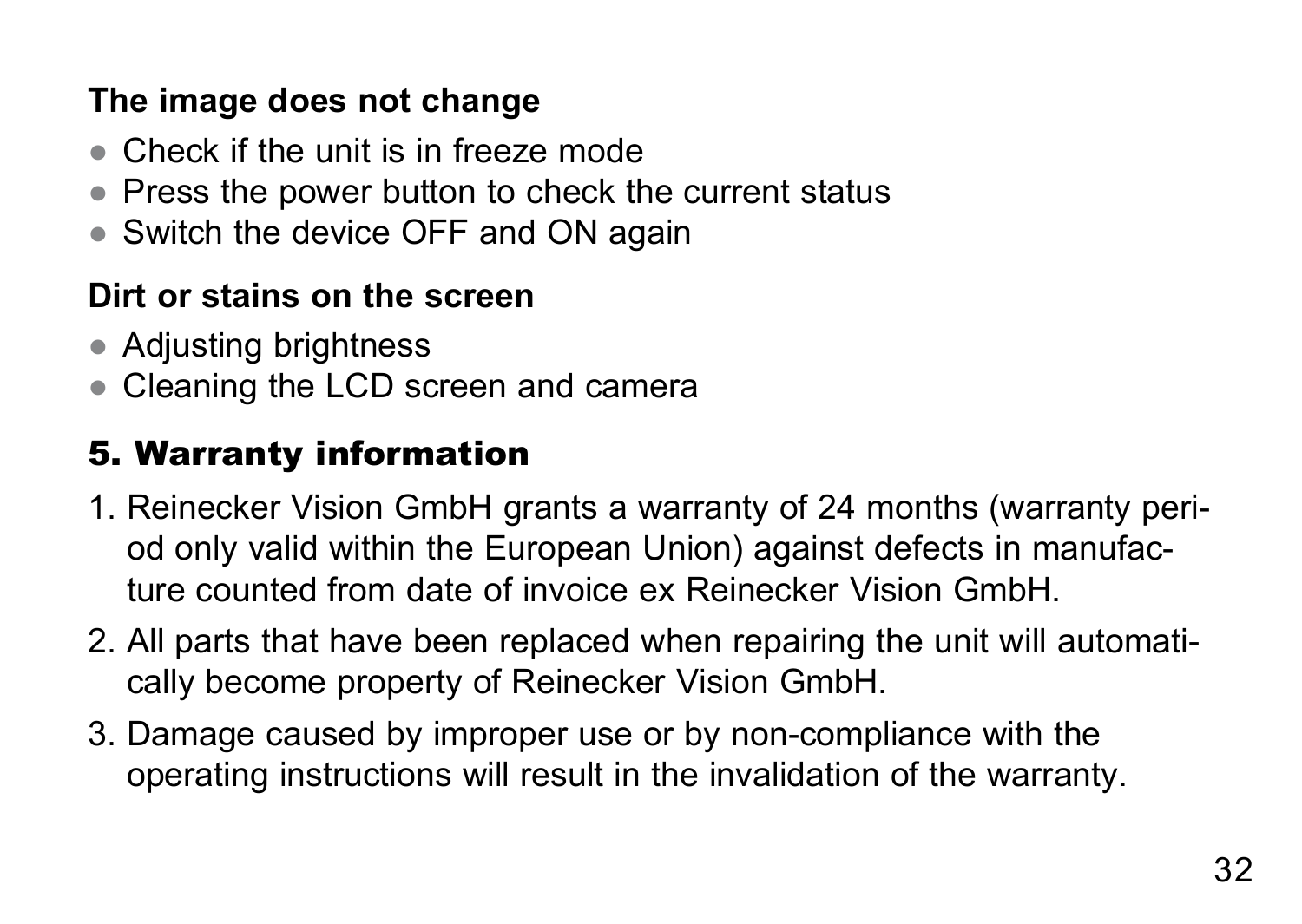**The image does not change**

- Check if the unit is in freeze mode
- Press the power button to check the current status
- Switch the device OFF and ON again

**Dirt or stains on the screen**

- Adjusting brightness
- Cleaning the LCD screen and camera

## 5. Warranty information

1. Reinecker Vision GmbH grants a warranty of 24 months (warranty period only valid within the European Union) against defects in manufacture counted from date of invoice ex Reinecker Vision GmbH.
2. All parts that have been replaced when repairing the unit will automatically become property of Reinecker Vision GmbH.
3. Damage caused by improper use or by non-compliance with the operating instructions will result in the invalidation of the warranty.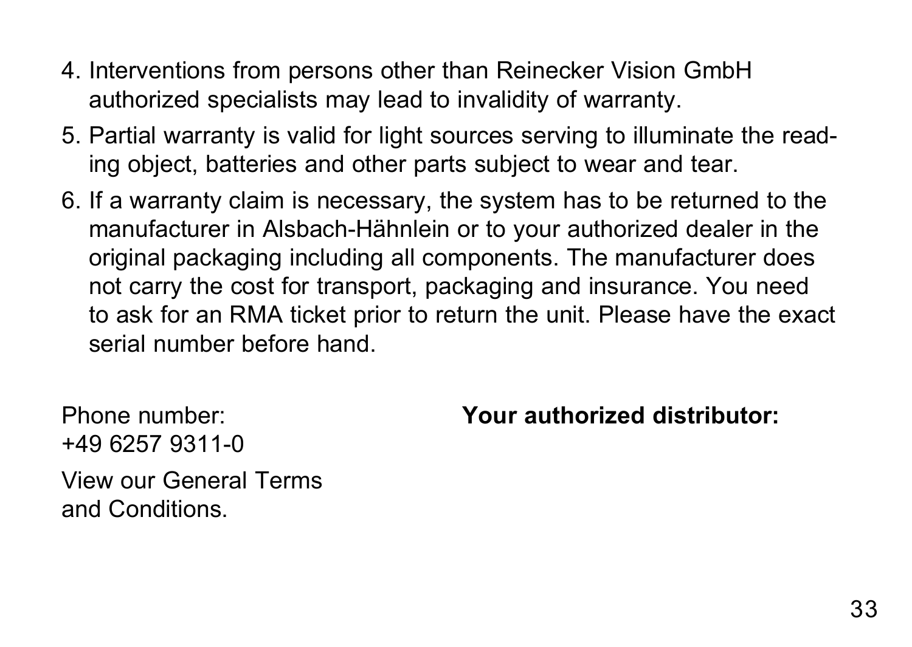4. Interventions from persons other than Reinecker Vision GmbH authorized specialists may lead to invalidity of warranty.
5. Partial warranty is valid for light sources serving to illuminate the reading object, batteries and other parts subject to wear and tear.
6. If a warranty claim is necessary, the system has to be returned to the manufacturer in Alsbach-Hähnlein or to your authorized dealer in the original packaging including all components. The manufacturer does not carry the cost for transport, packaging and insurance. You need to ask for an RMA ticket prior to return the unit. Please have the exact serial number before hand.

Phone number:
+49 6257 9311-0

View our General Terms and Conditions.

**Your authorized distributor:**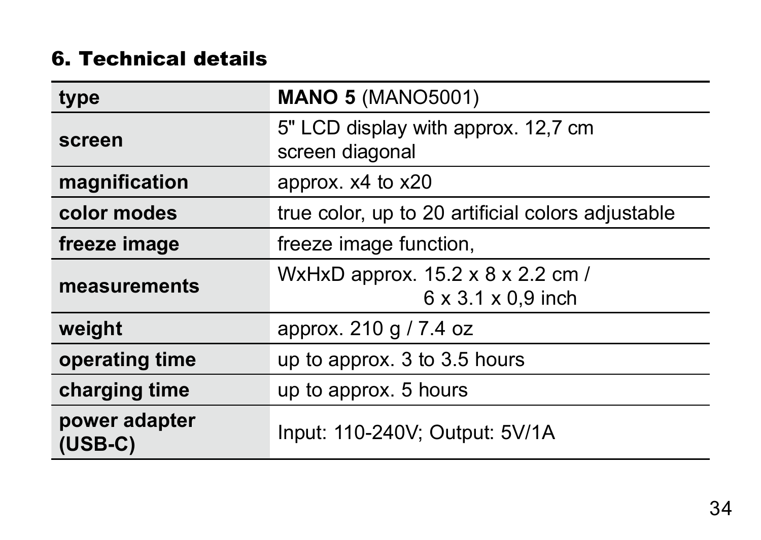## 6. Technical details

| type | **MANO 5** (MANO5001) |
|---|---|
| screen | 5" LCD display with approx. 12,7 cm screen diagonal |
| magnification | approx. x4 to x20 |
| color modes | true color, up to 20 artificial colors adjustable |
| freeze image | freeze image function, |
| measurements | WxHxD approx. 15.2 x 8 x 2.2 cm / 6 x 3.1 x 0,9 inch |
| weight | approx. 210 g / 7.4 oz |
| operating time | up to approx. 3 to 3.5 hours |
| charging time | up to approx. 5 hours |
| power adapter (USB-C) | Input: 110-240V; Output: 5V/1A |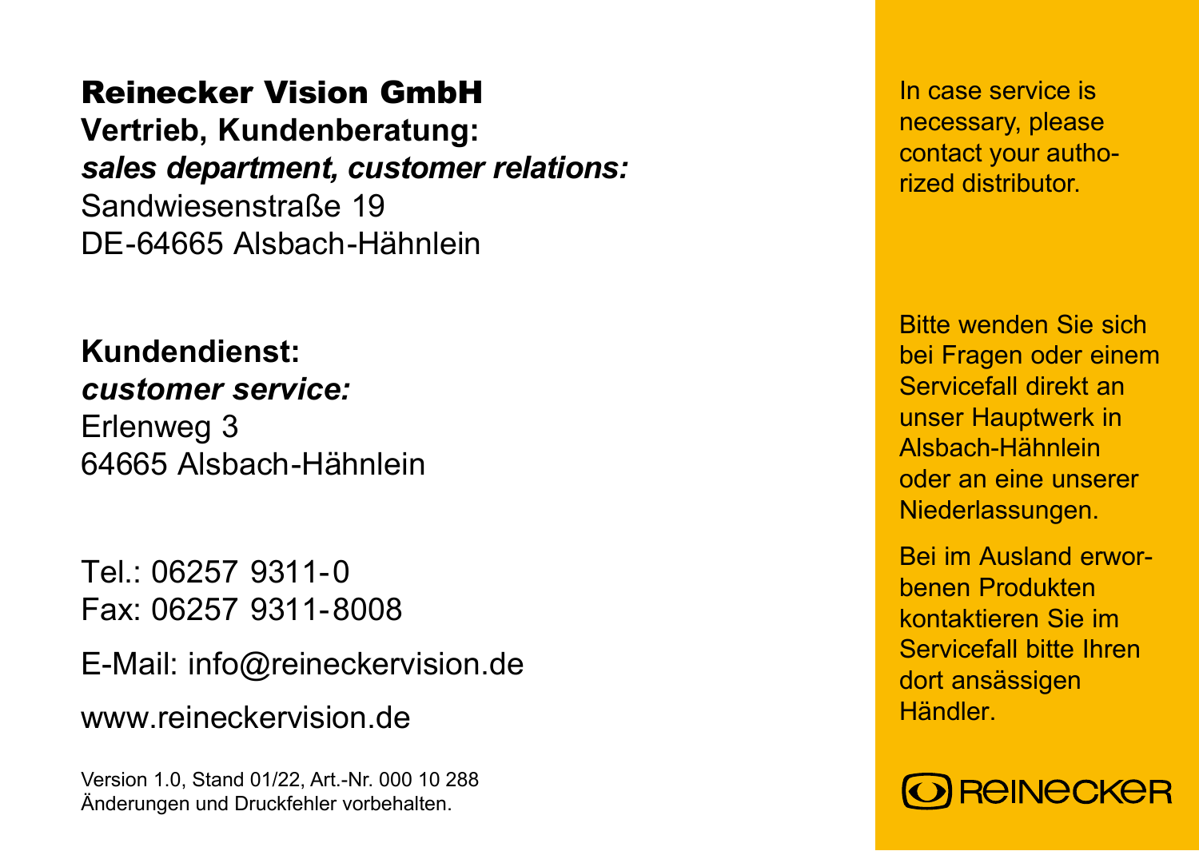**Reinecker Vision GmbH**

**Vertrieb, Kundenberatung:**
***sales department, customer relations:***
Sandwiesenstraße 19
DE-64665 Alsbach-Hähnlein

**Kundendienst:**
***customer service:***
Erlenweg 3
64665 Alsbach-Hähnlein

Tel.: 06257 9311-0
Fax: 06257 9311-8008

E-Mail: info@reineckervision.de

www.reineckervision.de

Version 1.0, Stand 01/22, Art.-Nr. 000 10 288
Änderungen und Druckfehler vorbehalten.

In case service is necessary, please contact your authorized distributor.

Bitte wenden Sie sich bei Fragen oder einem Servicefall direkt an unser Hauptwerk in Alsbach-Hähnlein oder an eine unserer Niederlassungen.

Bei im Ausland erworbenen Produkten kontaktieren Sie im Servicefall bitte Ihren dort ansässigen Händler.

REINECKER